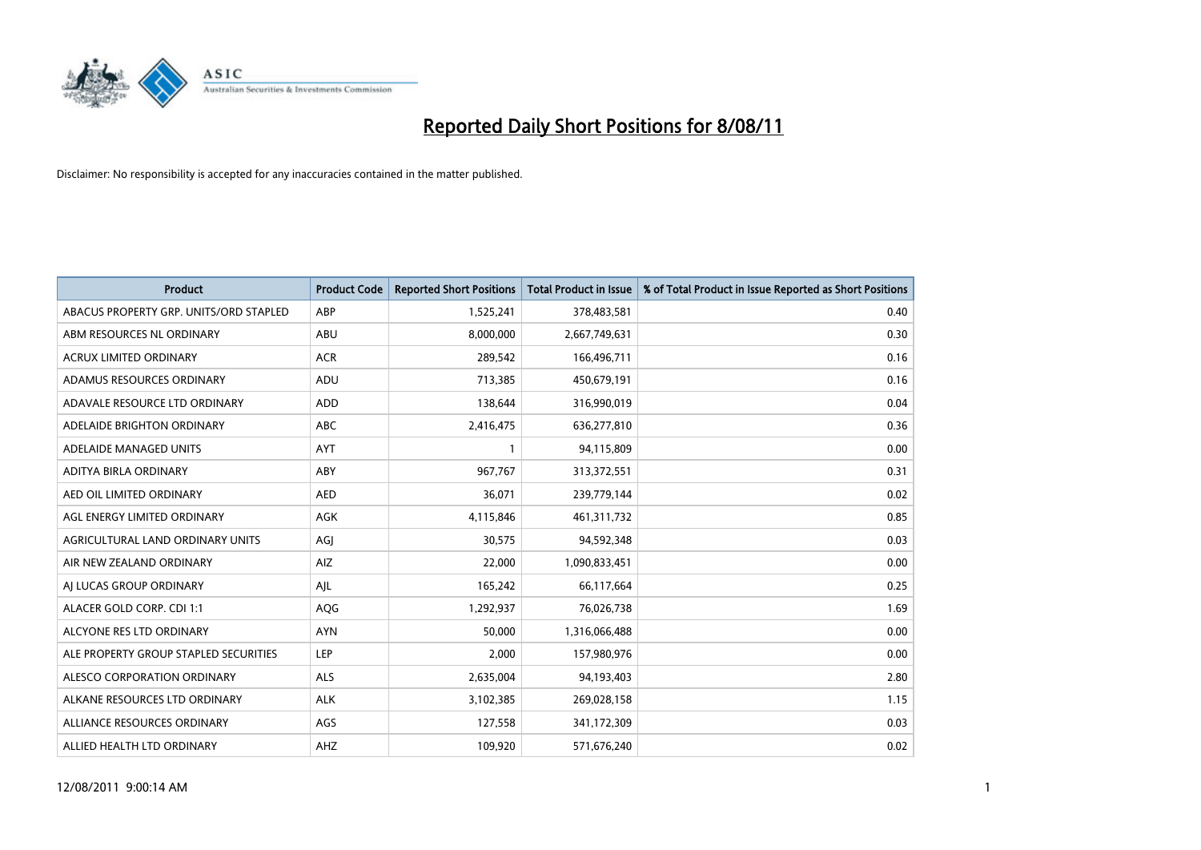# Reported Daily Short Positions for 8/08/11

Disclaimer: No responsibility is accepted for any inaccuracies contained in the matter published.

| Product | Product Code | Reported Short Positions | Total Product in Issue | % of Total Product in Issue Reported as Short Positions |
|---|---|---|---|---|
| ABACUS PROPERTY GRP. UNITS/ORD STAPLED | ABP | 1,525,241 | 378,483,581 | 0.40 |
| ABM RESOURCES NL ORDINARY | ABU | 8,000,000 | 2,667,749,631 | 0.30 |
| ACRUX LIMITED ORDINARY | ACR | 289,542 | 166,496,711 | 0.16 |
| ADAMUS RESOURCES ORDINARY | ADU | 713,385 | 450,679,191 | 0.16 |
| ADAVALE RESOURCE LTD ORDINARY | ADD | 138,644 | 316,990,019 | 0.04 |
| ADELAIDE BRIGHTON ORDINARY | ABC | 2,416,475 | 636,277,810 | 0.36 |
| ADELAIDE MANAGED UNITS | AYT | 1 | 94,115,809 | 0.00 |
| ADITYA BIRLA ORDINARY | ABY | 967,767 | 313,372,551 | 0.31 |
| AED OIL LIMITED ORDINARY | AED | 36,071 | 239,779,144 | 0.02 |
| AGL ENERGY LIMITED ORDINARY | AGK | 4,115,846 | 461,311,732 | 0.85 |
| AGRICULTURAL LAND ORDINARY UNITS | AGJ | 30,575 | 94,592,348 | 0.03 |
| AIR NEW ZEALAND ORDINARY | AIZ | 22,000 | 1,090,833,451 | 0.00 |
| AJ LUCAS GROUP ORDINARY | AJL | 165,242 | 66,117,664 | 0.25 |
| ALACER GOLD CORP. CDI 1:1 | AQG | 1,292,937 | 76,026,738 | 1.69 |
| ALCYONE RES LTD ORDINARY | AYN | 50,000 | 1,316,066,488 | 0.00 |
| ALE PROPERTY GROUP STAPLED SECURITIES | LEP | 2,000 | 157,980,976 | 0.00 |
| ALESCO CORPORATION ORDINARY | ALS | 2,635,004 | 94,193,403 | 2.80 |
| ALKANE RESOURCES LTD ORDINARY | ALK | 3,102,385 | 269,028,158 | 1.15 |
| ALLIANCE RESOURCES ORDINARY | AGS | 127,558 | 341,172,309 | 0.03 |
| ALLIED HEALTH LTD ORDINARY | AHZ | 109,920 | 571,676,240 | 0.02 |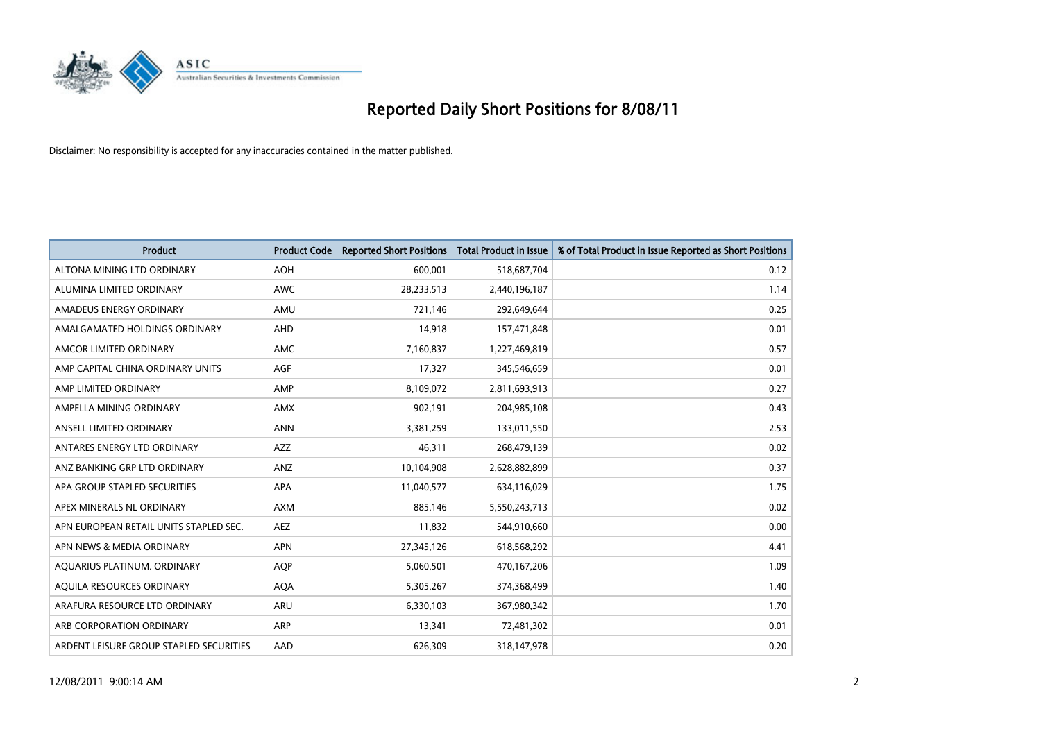# Reported Daily Short Positions for 8/08/11

Disclaimer: No responsibility is accepted for any inaccuracies contained in the matter published.

| Product | Product Code | Reported Short Positions | Total Product in Issue | % of Total Product in Issue Reported as Short Positions |
|---|---|---|---|---|
| ALTONA MINING LTD ORDINARY | AOH | 600,001 | 518,687,704 | 0.12 |
| ALUMINA LIMITED ORDINARY | AWC | 28,233,513 | 2,440,196,187 | 1.14 |
| AMADEUS ENERGY ORDINARY | AMU | 721,146 | 292,649,644 | 0.25 |
| AMALGAMATED HOLDINGS ORDINARY | AHD | 14,918 | 157,471,848 | 0.01 |
| AMCOR LIMITED ORDINARY | AMC | 7,160,837 | 1,227,469,819 | 0.57 |
| AMP CAPITAL CHINA ORDINARY UNITS | AGF | 17,327 | 345,546,659 | 0.01 |
| AMP LIMITED ORDINARY | AMP | 8,109,072 | 2,811,693,913 | 0.27 |
| AMPELLA MINING ORDINARY | AMX | 902,191 | 204,985,108 | 0.43 |
| ANSELL LIMITED ORDINARY | ANN | 3,381,259 | 133,011,550 | 2.53 |
| ANTARES ENERGY LTD ORDINARY | AZZ | 46,311 | 268,479,139 | 0.02 |
| ANZ BANKING GRP LTD ORDINARY | ANZ | 10,104,908 | 2,628,882,899 | 0.37 |
| APA GROUP STAPLED SECURITIES | APA | 11,040,577 | 634,116,029 | 1.75 |
| APEX MINERALS NL ORDINARY | AXM | 885,146 | 5,550,243,713 | 0.02 |
| APN EUROPEAN RETAIL UNITS STAPLED SEC. | AEZ | 11,832 | 544,910,660 | 0.00 |
| APN NEWS & MEDIA ORDINARY | APN | 27,345,126 | 618,568,292 | 4.41 |
| AQUARIUS PLATINUM. ORDINARY | AQP | 5,060,501 | 470,167,206 | 1.09 |
| AQUILA RESOURCES ORDINARY | AQA | 5,305,267 | 374,368,499 | 1.40 |
| ARAFURA RESOURCE LTD ORDINARY | ARU | 6,330,103 | 367,980,342 | 1.70 |
| ARB CORPORATION ORDINARY | ARP | 13,341 | 72,481,302 | 0.01 |
| ARDENT LEISURE GROUP STAPLED SECURITIES | AAD | 626,309 | 318,147,978 | 0.20 |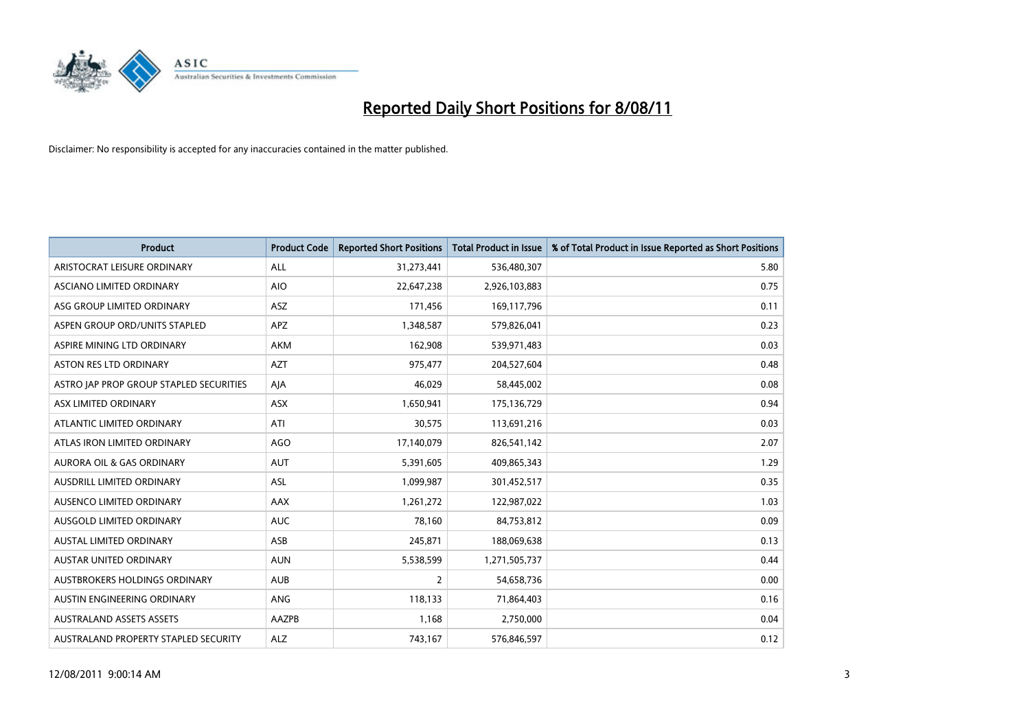# Reported Daily Short Positions for 8/08/11

Disclaimer: No responsibility is accepted for any inaccuracies contained in the matter published.

| Product | Product Code | Reported Short Positions | Total Product in Issue | % of Total Product in Issue Reported as Short Positions |
|---|---|---|---|---|
| ARISTOCRAT LEISURE ORDINARY | ALL | 31,273,441 | 536,480,307 | 5.80 |
| ASCIANO LIMITED ORDINARY | AIO | 22,647,238 | 2,926,103,883 | 0.75 |
| ASG GROUP LIMITED ORDINARY | ASZ | 171,456 | 169,117,796 | 0.11 |
| ASPEN GROUP ORD/UNITS STAPLED | APZ | 1,348,587 | 579,826,041 | 0.23 |
| ASPIRE MINING LTD ORDINARY | AKM | 162,908 | 539,971,483 | 0.03 |
| ASTON RES LTD ORDINARY | AZT | 975,477 | 204,527,604 | 0.48 |
| ASTRO JAP PROP GROUP STAPLED SECURITIES | AJA | 46,029 | 58,445,002 | 0.08 |
| ASX LIMITED ORDINARY | ASX | 1,650,941 | 175,136,729 | 0.94 |
| ATLANTIC LIMITED ORDINARY | ATI | 30,575 | 113,691,216 | 0.03 |
| ATLAS IRON LIMITED ORDINARY | AGO | 17,140,079 | 826,541,142 | 2.07 |
| AURORA OIL & GAS ORDINARY | AUT | 5,391,605 | 409,865,343 | 1.29 |
| AUSDRILL LIMITED ORDINARY | ASL | 1,099,987 | 301,452,517 | 0.35 |
| AUSENCO LIMITED ORDINARY | AAX | 1,261,272 | 122,987,022 | 1.03 |
| AUSGOLD LIMITED ORDINARY | AUC | 78,160 | 84,753,812 | 0.09 |
| AUSTAL LIMITED ORDINARY | ASB | 245,871 | 188,069,638 | 0.13 |
| AUSTAR UNITED ORDINARY | AUN | 5,538,599 | 1,271,505,737 | 0.44 |
| AUSTBROKERS HOLDINGS ORDINARY | AUB | 2 | 54,658,736 | 0.00 |
| AUSTIN ENGINEERING ORDINARY | ANG | 118,133 | 71,864,403 | 0.16 |
| AUSTRALAND ASSETS ASSETS | AAZPB | 1,168 | 2,750,000 | 0.04 |
| AUSTRALAND PROPERTY STAPLED SECURITY | ALZ | 743,167 | 576,846,597 | 0.12 |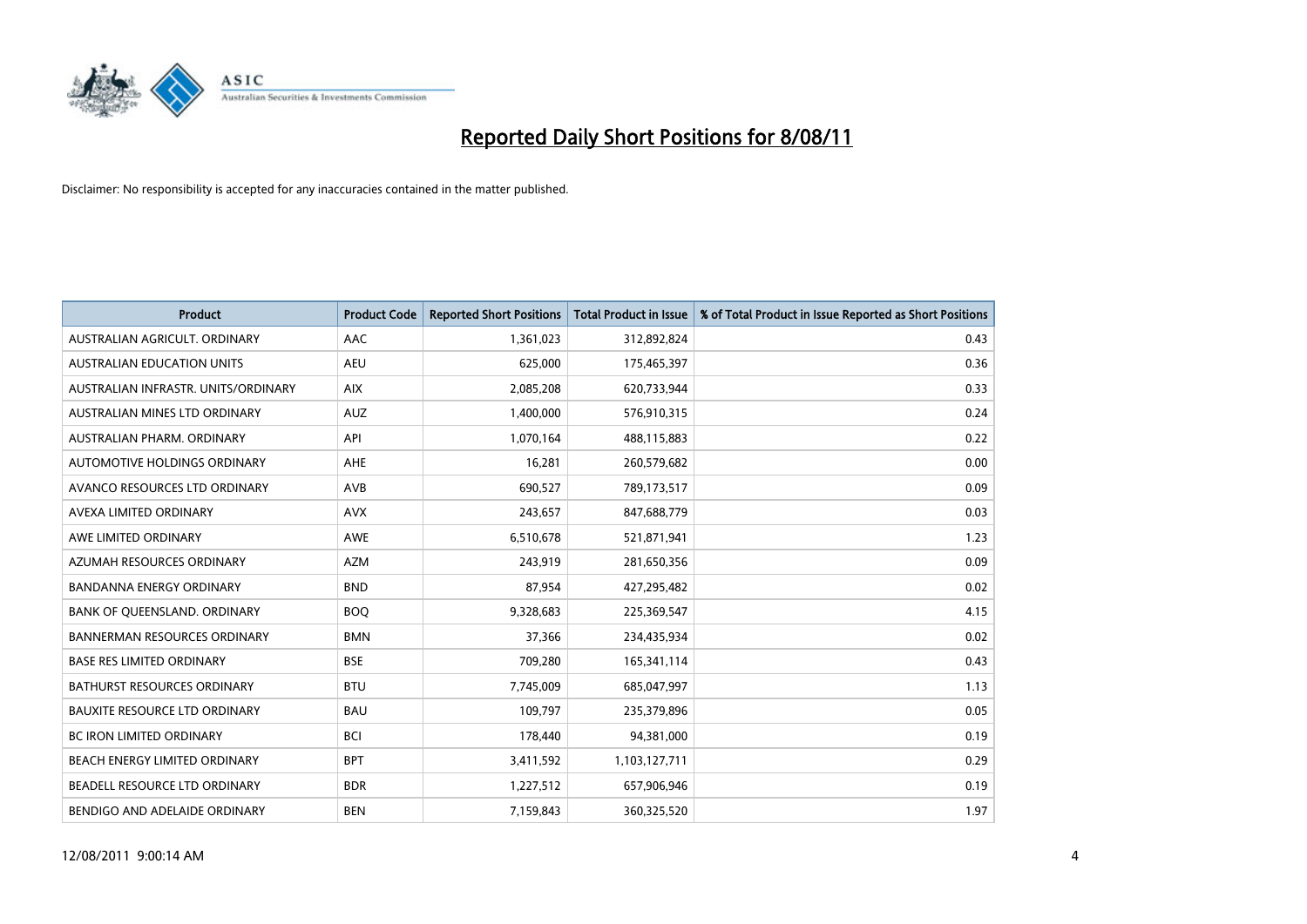# Reported Daily Short Positions for 8/08/11

Disclaimer: No responsibility is accepted for any inaccuracies contained in the matter published.

| Product | Product Code | Reported Short Positions | Total Product in Issue | % of Total Product in Issue Reported as Short Positions |
|---|---|---|---|---|
| AUSTRALIAN AGRICULT. ORDINARY | AAC | 1,361,023 | 312,892,824 | 0.43 |
| AUSTRALIAN EDUCATION UNITS | AEU | 625,000 | 175,465,397 | 0.36 |
| AUSTRALIAN INFRASTR. UNITS/ORDINARY | AIX | 2,085,208 | 620,733,944 | 0.33 |
| AUSTRALIAN MINES LTD ORDINARY | AUZ | 1,400,000 | 576,910,315 | 0.24 |
| AUSTRALIAN PHARM. ORDINARY | API | 1,070,164 | 488,115,883 | 0.22 |
| AUTOMOTIVE HOLDINGS ORDINARY | AHE | 16,281 | 260,579,682 | 0.00 |
| AVANCO RESOURCES LTD ORDINARY | AVB | 690,527 | 789,173,517 | 0.09 |
| AVEXA LIMITED ORDINARY | AVX | 243,657 | 847,688,779 | 0.03 |
| AWE LIMITED ORDINARY | AWE | 6,510,678 | 521,871,941 | 1.23 |
| AZUMAH RESOURCES ORDINARY | AZM | 243,919 | 281,650,356 | 0.09 |
| BANDANNA ENERGY ORDINARY | BND | 87,954 | 427,295,482 | 0.02 |
| BANK OF QUEENSLAND. ORDINARY | BOQ | 9,328,683 | 225,369,547 | 4.15 |
| BANNERMAN RESOURCES ORDINARY | BMN | 37,366 | 234,435,934 | 0.02 |
| BASE RES LIMITED ORDINARY | BSE | 709,280 | 165,341,114 | 0.43 |
| BATHURST RESOURCES ORDINARY | BTU | 7,745,009 | 685,047,997 | 1.13 |
| BAUXITE RESOURCE LTD ORDINARY | BAU | 109,797 | 235,379,896 | 0.05 |
| BC IRON LIMITED ORDINARY | BCI | 178,440 | 94,381,000 | 0.19 |
| BEACH ENERGY LIMITED ORDINARY | BPT | 3,411,592 | 1,103,127,711 | 0.29 |
| BEADELL RESOURCE LTD ORDINARY | BDR | 1,227,512 | 657,906,946 | 0.19 |
| BENDIGO AND ADELAIDE ORDINARY | BEN | 7,159,843 | 360,325,520 | 1.97 |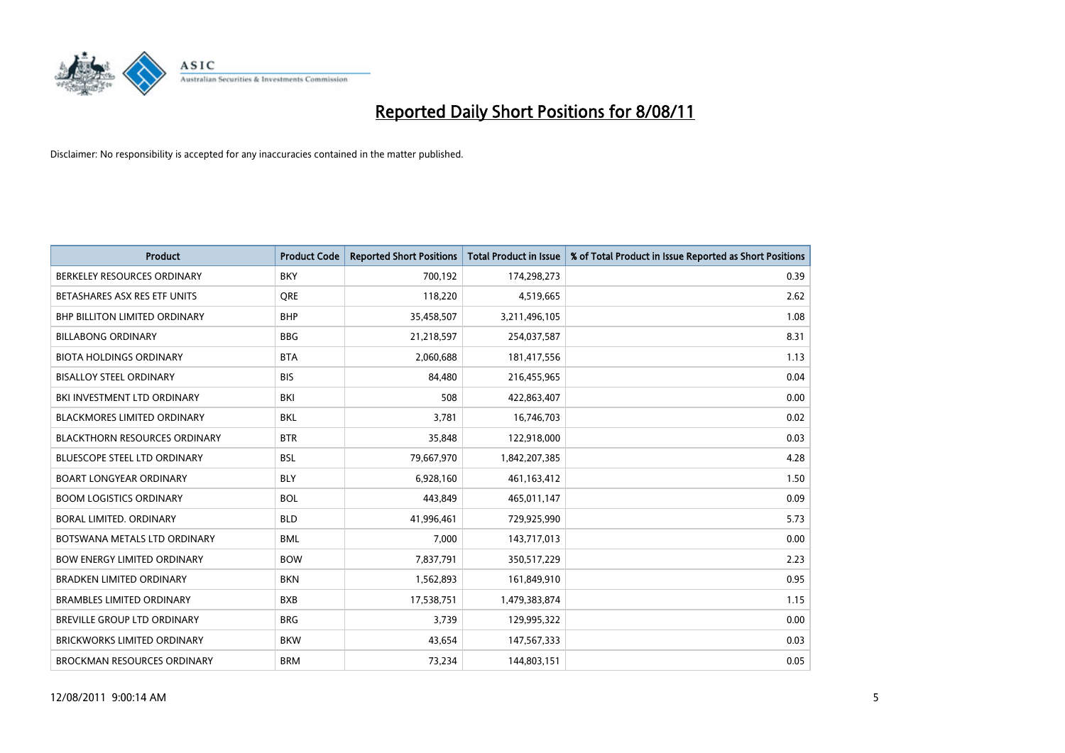# Reported Daily Short Positions for 8/08/11

Disclaimer: No responsibility is accepted for any inaccuracies contained in the matter published.

| Product | Product Code | Reported Short Positions | Total Product in Issue | % of Total Product in Issue Reported as Short Positions |
|---|---|---|---|---|
| BERKELEY RESOURCES ORDINARY | BKY | 700,192 | 174,298,273 | 0.39 |
| BETASHARES ASX RES ETF UNITS | QRE | 118,220 | 4,519,665 | 2.62 |
| BHP BILLITON LIMITED ORDINARY | BHP | 35,458,507 | 3,211,496,105 | 1.08 |
| BILLABONG ORDINARY | BBG | 21,218,597 | 254,037,587 | 8.31 |
| BIOTA HOLDINGS ORDINARY | BTA | 2,060,688 | 181,417,556 | 1.13 |
| BISALLOY STEEL ORDINARY | BIS | 84,480 | 216,455,965 | 0.04 |
| BKI INVESTMENT LTD ORDINARY | BKI | 508 | 422,863,407 | 0.00 |
| BLACKMORES LIMITED ORDINARY | BKL | 3,781 | 16,746,703 | 0.02 |
| BLACKTHORN RESOURCES ORDINARY | BTR | 35,848 | 122,918,000 | 0.03 |
| BLUESCOPE STEEL LTD ORDINARY | BSL | 79,667,970 | 1,842,207,385 | 4.28 |
| BOART LONGYEAR ORDINARY | BLY | 6,928,160 | 461,163,412 | 1.50 |
| BOOM LOGISTICS ORDINARY | BOL | 443,849 | 465,011,147 | 0.09 |
| BORAL LIMITED. ORDINARY | BLD | 41,996,461 | 729,925,990 | 5.73 |
| BOTSWANA METALS LTD ORDINARY | BML | 7,000 | 143,717,013 | 0.00 |
| BOW ENERGY LIMITED ORDINARY | BOW | 7,837,791 | 350,517,229 | 2.23 |
| BRADKEN LIMITED ORDINARY | BKN | 1,562,893 | 161,849,910 | 0.95 |
| BRAMBLES LIMITED ORDINARY | BXB | 17,538,751 | 1,479,383,874 | 1.15 |
| BREVILLE GROUP LTD ORDINARY | BRG | 3,739 | 129,995,322 | 0.00 |
| BRICKWORKS LIMITED ORDINARY | BKW | 43,654 | 147,567,333 | 0.03 |
| BROCKMAN RESOURCES ORDINARY | BRM | 73,234 | 144,803,151 | 0.05 |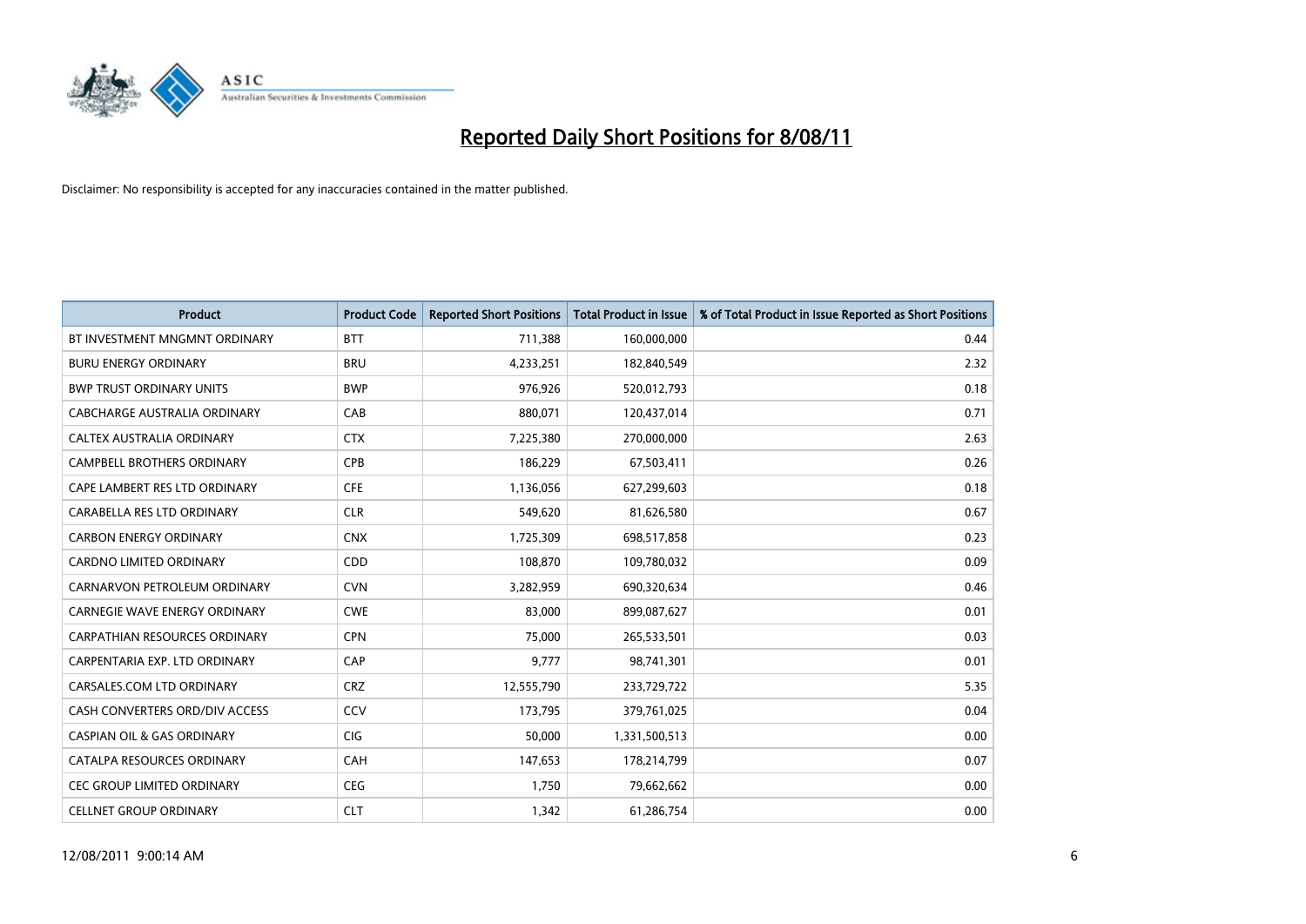# Reported Daily Short Positions for 8/08/11

Disclaimer: No responsibility is accepted for any inaccuracies contained in the matter published.

| Product | Product Code | Reported Short Positions | Total Product in Issue | % of Total Product in Issue Reported as Short Positions |
|---|---|---|---|---|
| BT INVESTMENT MNGMNT ORDINARY | BTT | 711,388 | 160,000,000 | 0.44 |
| BURU ENERGY ORDINARY | BRU | 4,233,251 | 182,840,549 | 2.32 |
| BWP TRUST ORDINARY UNITS | BWP | 976,926 | 520,012,793 | 0.18 |
| CABCHARGE AUSTRALIA ORDINARY | CAB | 880,071 | 120,437,014 | 0.71 |
| CALTEX AUSTRALIA ORDINARY | CTX | 7,225,380 | 270,000,000 | 2.63 |
| CAMPBELL BROTHERS ORDINARY | CPB | 186,229 | 67,503,411 | 0.26 |
| CAPE LAMBERT RES LTD ORDINARY | CFE | 1,136,056 | 627,299,603 | 0.18 |
| CARABELLA RES LTD ORDINARY | CLR | 549,620 | 81,626,580 | 0.67 |
| CARBON ENERGY ORDINARY | CNX | 1,725,309 | 698,517,858 | 0.23 |
| CARDNO LIMITED ORDINARY | CDD | 108,870 | 109,780,032 | 0.09 |
| CARNARVON PETROLEUM ORDINARY | CVN | 3,282,959 | 690,320,634 | 0.46 |
| CARNEGIE WAVE ENERGY ORDINARY | CWE | 83,000 | 899,087,627 | 0.01 |
| CARPATHIAN RESOURCES ORDINARY | CPN | 75,000 | 265,533,501 | 0.03 |
| CARPENTARIA EXP. LTD ORDINARY | CAP | 9,777 | 98,741,301 | 0.01 |
| CARSALES.COM LTD ORDINARY | CRZ | 12,555,790 | 233,729,722 | 5.35 |
| CASH CONVERTERS ORD/DIV ACCESS | CCV | 173,795 | 379,761,025 | 0.04 |
| CASPIAN OIL & GAS ORDINARY | CIG | 50,000 | 1,331,500,513 | 0.00 |
| CATALPA RESOURCES ORDINARY | CAH | 147,653 | 178,214,799 | 0.07 |
| CEC GROUP LIMITED ORDINARY | CEG | 1,750 | 79,662,662 | 0.00 |
| CELLNET GROUP ORDINARY | CLT | 1,342 | 61,286,754 | 0.00 |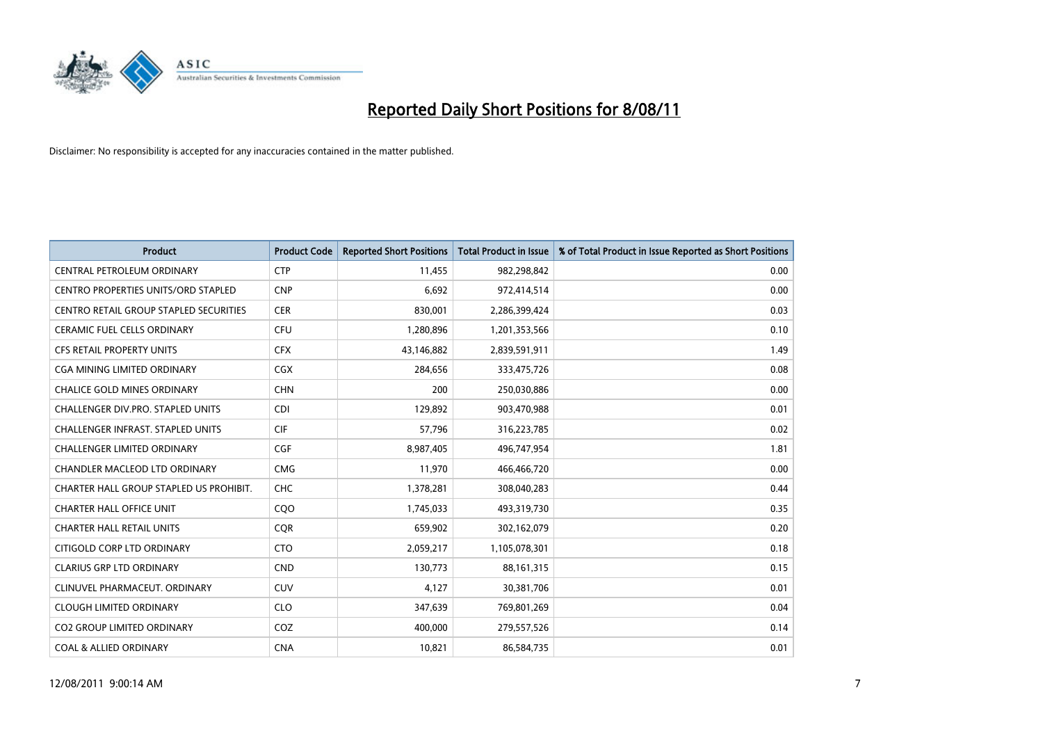# Reported Daily Short Positions for 8/08/11

Disclaimer: No responsibility is accepted for any inaccuracies contained in the matter published.

| Product | Product Code | Reported Short Positions | Total Product in Issue | % of Total Product in Issue Reported as Short Positions |
|---|---|---|---|---|
| CENTRAL PETROLEUM ORDINARY | CTP | 11,455 | 982,298,842 | 0.00 |
| CENTRO PROPERTIES UNITS/ORD STAPLED | CNP | 6,692 | 972,414,514 | 0.00 |
| CENTRO RETAIL GROUP STAPLED SECURITIES | CER | 830,001 | 2,286,399,424 | 0.03 |
| CERAMIC FUEL CELLS ORDINARY | CFU | 1,280,896 | 1,201,353,566 | 0.10 |
| CFS RETAIL PROPERTY UNITS | CFX | 43,146,882 | 2,839,591,911 | 1.49 |
| CGA MINING LIMITED ORDINARY | CGX | 284,656 | 333,475,726 | 0.08 |
| CHALICE GOLD MINES ORDINARY | CHN | 200 | 250,030,886 | 0.00 |
| CHALLENGER DIV.PRO. STAPLED UNITS | CDI | 129,892 | 903,470,988 | 0.01 |
| CHALLENGER INFRAST. STAPLED UNITS | CIF | 57,796 | 316,223,785 | 0.02 |
| CHALLENGER LIMITED ORDINARY | CGF | 8,987,405 | 496,747,954 | 1.81 |
| CHANDLER MACLEOD LTD ORDINARY | CMG | 11,970 | 466,466,720 | 0.00 |
| CHARTER HALL GROUP STAPLED US PROHIBIT. | CHC | 1,378,281 | 308,040,283 | 0.44 |
| CHARTER HALL OFFICE UNIT | CQO | 1,745,033 | 493,319,730 | 0.35 |
| CHARTER HALL RETAIL UNITS | CQR | 659,902 | 302,162,079 | 0.20 |
| CITIGOLD CORP LTD ORDINARY | CTO | 2,059,217 | 1,105,078,301 | 0.18 |
| CLARIUS GRP LTD ORDINARY | CND | 130,773 | 88,161,315 | 0.15 |
| CLINUVEL PHARMACEUT. ORDINARY | CUV | 4,127 | 30,381,706 | 0.01 |
| CLOUGH LIMITED ORDINARY | CLO | 347,639 | 769,801,269 | 0.04 |
| CO2 GROUP LIMITED ORDINARY | COZ | 400,000 | 279,557,526 | 0.14 |
| COAL & ALLIED ORDINARY | CNA | 10,821 | 86,584,735 | 0.01 |

12/08/2011 9:00:14 AM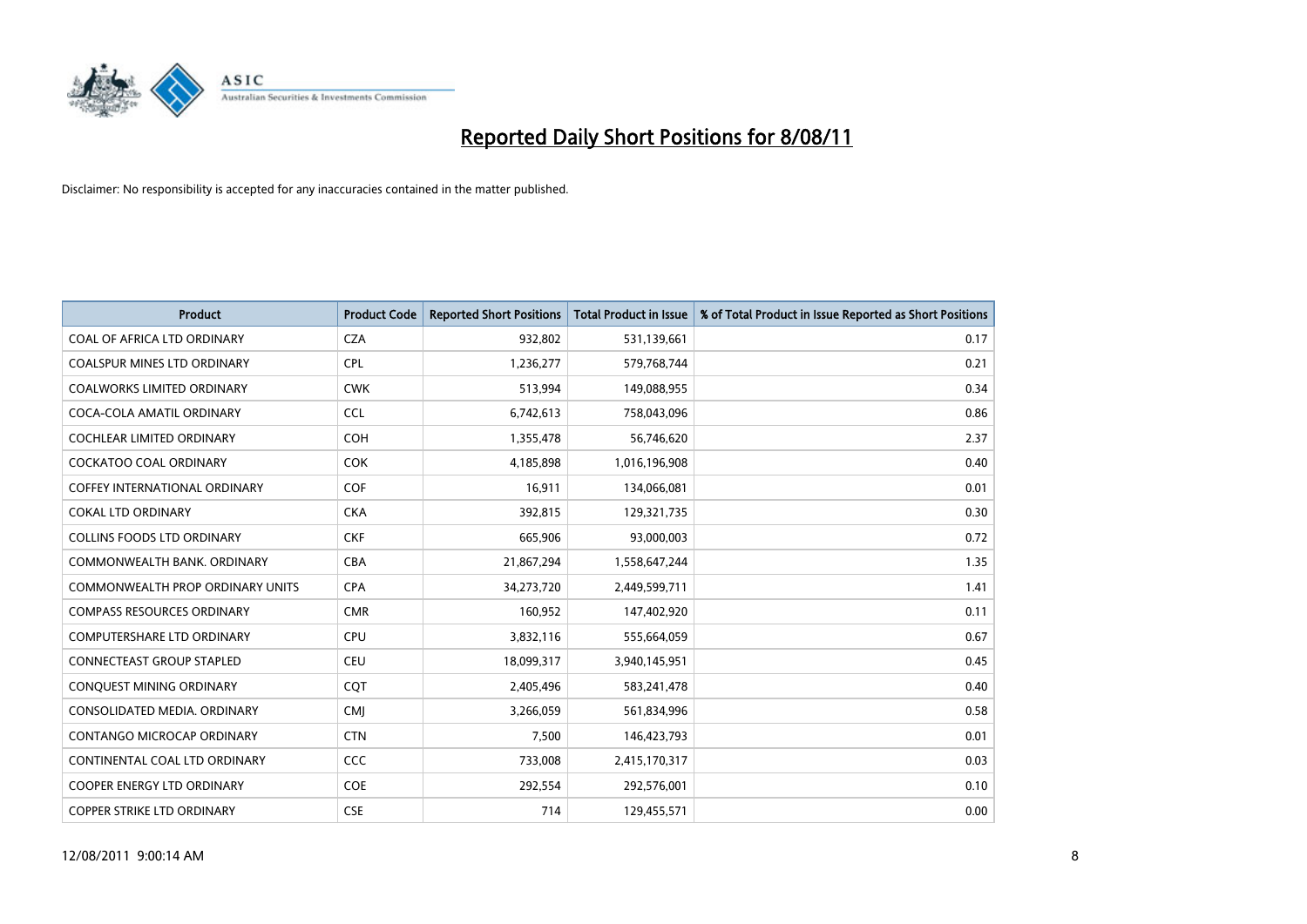# Reported Daily Short Positions for 8/08/11

Disclaimer: No responsibility is accepted for any inaccuracies contained in the matter published.

| Product | Product Code | Reported Short Positions | Total Product in Issue | % of Total Product in Issue Reported as Short Positions |
|---|---|---|---|---|
| COAL OF AFRICA LTD ORDINARY | CZA | 932,802 | 531,139,661 | 0.17 |
| COALSPUR MINES LTD ORDINARY | CPL | 1,236,277 | 579,768,744 | 0.21 |
| COALWORKS LIMITED ORDINARY | CWK | 513,994 | 149,088,955 | 0.34 |
| COCA-COLA AMATIL ORDINARY | CCL | 6,742,613 | 758,043,096 | 0.86 |
| COCHLEAR LIMITED ORDINARY | COH | 1,355,478 | 56,746,620 | 2.37 |
| COCKATOO COAL ORDINARY | COK | 4,185,898 | 1,016,196,908 | 0.40 |
| COFFEY INTERNATIONAL ORDINARY | COF | 16,911 | 134,066,081 | 0.01 |
| COKAL LTD ORDINARY | CKA | 392,815 | 129,321,735 | 0.30 |
| COLLINS FOODS LTD ORDINARY | CKF | 665,906 | 93,000,003 | 0.72 |
| COMMONWEALTH BANK. ORDINARY | CBA | 21,867,294 | 1,558,647,244 | 1.35 |
| COMMONWEALTH PROP ORDINARY UNITS | CPA | 34,273,720 | 2,449,599,711 | 1.41 |
| COMPASS RESOURCES ORDINARY | CMR | 160,952 | 147,402,920 | 0.11 |
| COMPUTERSHARE LTD ORDINARY | CPU | 3,832,116 | 555,664,059 | 0.67 |
| CONNECTEAST GROUP STAPLED | CEU | 18,099,317 | 3,940,145,951 | 0.45 |
| CONQUEST MINING ORDINARY | CQT | 2,405,496 | 583,241,478 | 0.40 |
| CONSOLIDATED MEDIA. ORDINARY | CMJ | 3,266,059 | 561,834,996 | 0.58 |
| CONTANGO MICROCAP ORDINARY | CTN | 7,500 | 146,423,793 | 0.01 |
| CONTINENTAL COAL LTD ORDINARY | CCC | 733,008 | 2,415,170,317 | 0.03 |
| COOPER ENERGY LTD ORDINARY | COE | 292,554 | 292,576,001 | 0.10 |
| COPPER STRIKE LTD ORDINARY | CSE | 714 | 129,455,571 | 0.00 |

12/08/2011 9:00:14 AM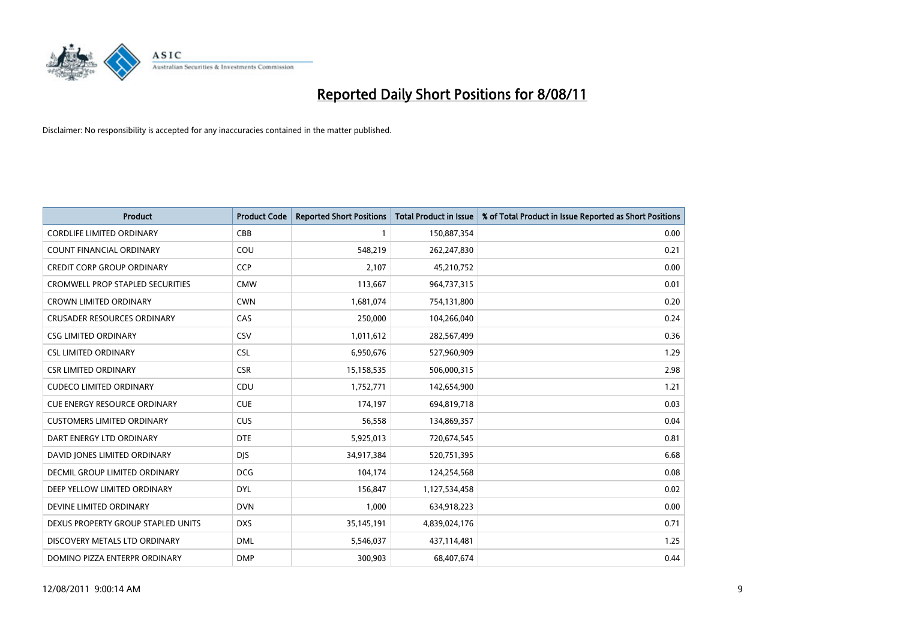# Reported Daily Short Positions for 8/08/11

Disclaimer: No responsibility is accepted for any inaccuracies contained in the matter published.

| Product | Product Code | Reported Short Positions | Total Product in Issue | % of Total Product in Issue Reported as Short Positions |
|---|---|---|---|---|
| CORDLIFE LIMITED ORDINARY | CBB | 1 | 150,887,354 | 0.00 |
| COUNT FINANCIAL ORDINARY | COU | 548,219 | 262,247,830 | 0.21 |
| CREDIT CORP GROUP ORDINARY | CCP | 2,107 | 45,210,752 | 0.00 |
| CROMWELL PROP STAPLED SECURITIES | CMW | 113,667 | 964,737,315 | 0.01 |
| CROWN LIMITED ORDINARY | CWN | 1,681,074 | 754,131,800 | 0.20 |
| CRUSADER RESOURCES ORDINARY | CAS | 250,000 | 104,266,040 | 0.24 |
| CSG LIMITED ORDINARY | CSV | 1,011,612 | 282,567,499 | 0.36 |
| CSL LIMITED ORDINARY | CSL | 6,950,676 | 527,960,909 | 1.29 |
| CSR LIMITED ORDINARY | CSR | 15,158,535 | 506,000,315 | 2.98 |
| CUDECO LIMITED ORDINARY | CDU | 1,752,771 | 142,654,900 | 1.21 |
| CUE ENERGY RESOURCE ORDINARY | CUE | 174,197 | 694,819,718 | 0.03 |
| CUSTOMERS LIMITED ORDINARY | CUS | 56,558 | 134,869,357 | 0.04 |
| DART ENERGY LTD ORDINARY | DTE | 5,925,013 | 720,674,545 | 0.81 |
| DAVID JONES LIMITED ORDINARY | DJS | 34,917,384 | 520,751,395 | 6.68 |
| DECMIL GROUP LIMITED ORDINARY | DCG | 104,174 | 124,254,568 | 0.08 |
| DEEP YELLOW LIMITED ORDINARY | DYL | 156,847 | 1,127,534,458 | 0.02 |
| DEVINE LIMITED ORDINARY | DVN | 1,000 | 634,918,223 | 0.00 |
| DEXUS PROPERTY GROUP STAPLED UNITS | DXS | 35,145,191 | 4,839,024,176 | 0.71 |
| DISCOVERY METALS LTD ORDINARY | DML | 5,546,037 | 437,114,481 | 1.25 |
| DOMINO PIZZA ENTERPR ORDINARY | DMP | 300,903 | 68,407,674 | 0.44 |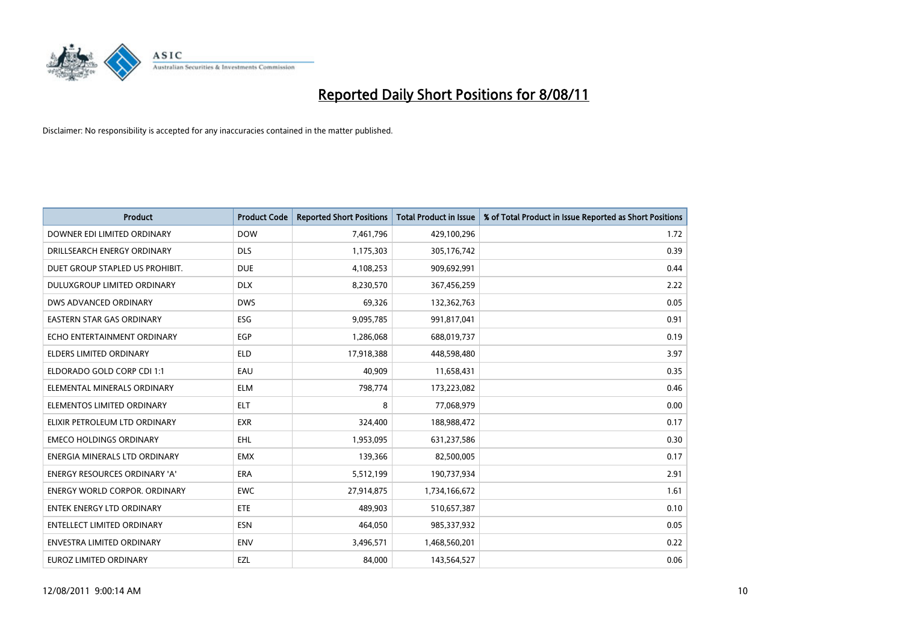# Reported Daily Short Positions for 8/08/11

Disclaimer: No responsibility is accepted for any inaccuracies contained in the matter published.

| Product | Product Code | Reported Short Positions | Total Product in Issue | % of Total Product in Issue Reported as Short Positions |
|---|---|---|---|---|
| DOWNER EDI LIMITED ORDINARY | DOW | 7,461,796 | 429,100,296 | 1.72 |
| DRILLSEARCH ENERGY ORDINARY | DLS | 1,175,303 | 305,176,742 | 0.39 |
| DUET GROUP STAPLED US PROHIBIT. | DUE | 4,108,253 | 909,692,991 | 0.44 |
| DULUXGROUP LIMITED ORDINARY | DLX | 8,230,570 | 367,456,259 | 2.22 |
| DWS ADVANCED ORDINARY | DWS | 69,326 | 132,362,763 | 0.05 |
| EASTERN STAR GAS ORDINARY | ESG | 9,095,785 | 991,817,041 | 0.91 |
| ECHO ENTERTAINMENT ORDINARY | EGP | 1,286,068 | 688,019,737 | 0.19 |
| ELDERS LIMITED ORDINARY | ELD | 17,918,388 | 448,598,480 | 3.97 |
| ELDORADO GOLD CORP CDI 1:1 | EAU | 40,909 | 11,658,431 | 0.35 |
| ELEMENTAL MINERALS ORDINARY | ELM | 798,774 | 173,223,082 | 0.46 |
| ELEMENTOS LIMITED ORDINARY | ELT | 8 | 77,068,979 | 0.00 |
| ELIXIR PETROLEUM LTD ORDINARY | EXR | 324,400 | 188,988,472 | 0.17 |
| EMECO HOLDINGS ORDINARY | EHL | 1,953,095 | 631,237,586 | 0.30 |
| ENERGIA MINERALS LTD ORDINARY | EMX | 139,366 | 82,500,005 | 0.17 |
| ENERGY RESOURCES ORDINARY 'A' | ERA | 5,512,199 | 190,737,934 | 2.91 |
| ENERGY WORLD CORPOR. ORDINARY | EWC | 27,914,875 | 1,734,166,672 | 1.61 |
| ENTEK ENERGY LTD ORDINARY | ETE | 489,903 | 510,657,387 | 0.10 |
| ENTELLECT LIMITED ORDINARY | ESN | 464,050 | 985,337,932 | 0.05 |
| ENVESTRA LIMITED ORDINARY | ENV | 3,496,571 | 1,468,560,201 | 0.22 |
| EUROZ LIMITED ORDINARY | EZL | 84,000 | 143,564,527 | 0.06 |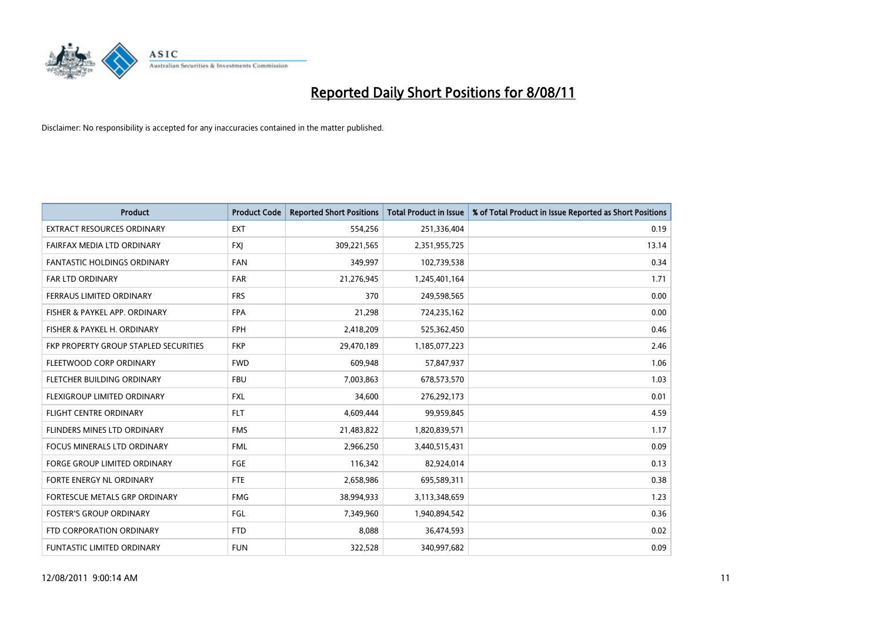# Reported Daily Short Positions for 8/08/11

Disclaimer: No responsibility is accepted for any inaccuracies contained in the matter published.

| Product | Product Code | Reported Short Positions | Total Product in Issue | % of Total Product in Issue Reported as Short Positions |
|---|---|---|---|---|
| EXTRACT RESOURCES ORDINARY | EXT | 554,256 | 251,336,404 | 0.19 |
| FAIRFAX MEDIA LTD ORDINARY | FXJ | 309,221,565 | 2,351,955,725 | 13.14 |
| FANTASTIC HOLDINGS ORDINARY | FAN | 349,997 | 102,739,538 | 0.34 |
| FAR LTD ORDINARY | FAR | 21,276,945 | 1,245,401,164 | 1.71 |
| FERRAUS LIMITED ORDINARY | FRS | 370 | 249,598,565 | 0.00 |
| FISHER & PAYKEL APP. ORDINARY | FPA | 21,298 | 724,235,162 | 0.00 |
| FISHER & PAYKEL H. ORDINARY | FPH | 2,418,209 | 525,362,450 | 0.46 |
| FKP PROPERTY GROUP STAPLED SECURITIES | FKP | 29,470,189 | 1,185,077,223 | 2.46 |
| FLEETWOOD CORP ORDINARY | FWD | 609,948 | 57,847,937 | 1.06 |
| FLETCHER BUILDING ORDINARY | FBU | 7,003,863 | 678,573,570 | 1.03 |
| FLEXIGROUP LIMITED ORDINARY | FXL | 34,600 | 276,292,173 | 0.01 |
| FLIGHT CENTRE ORDINARY | FLT | 4,609,444 | 99,959,845 | 4.59 |
| FLINDERS MINES LTD ORDINARY | FMS | 21,483,822 | 1,820,839,571 | 1.17 |
| FOCUS MINERALS LTD ORDINARY | FML | 2,966,250 | 3,440,515,431 | 0.09 |
| FORGE GROUP LIMITED ORDINARY | FGE | 116,342 | 82,924,014 | 0.13 |
| FORTE ENERGY NL ORDINARY | FTE | 2,658,986 | 695,589,311 | 0.38 |
| FORTESCUE METALS GRP ORDINARY | FMG | 38,994,933 | 3,113,348,659 | 1.23 |
| FOSTER'S GROUP ORDINARY | FGL | 7,349,960 | 1,940,894,542 | 0.36 |
| FTD CORPORATION ORDINARY | FTD | 8,088 | 36,474,593 | 0.02 |
| FUNTASTIC LIMITED ORDINARY | FUN | 322,528 | 340,997,682 | 0.09 |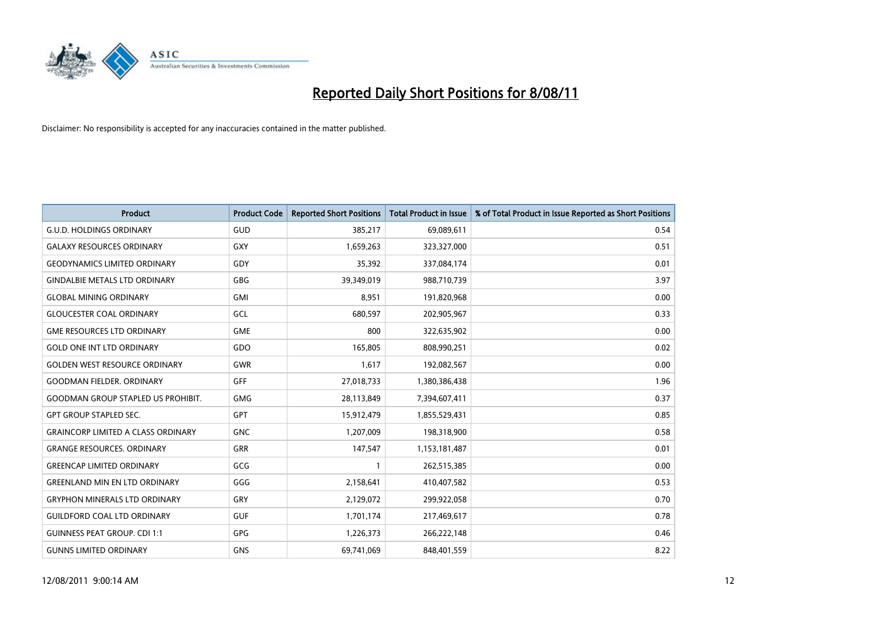# Reported Daily Short Positions for 8/08/11

Disclaimer: No responsibility is accepted for any inaccuracies contained in the matter published.

| Product | Product Code | Reported Short Positions | Total Product in Issue | % of Total Product in Issue Reported as Short Positions |
|---|---|---|---|---|
| G.U.D. HOLDINGS ORDINARY | GUD | 385,217 | 69,089,611 | 0.54 |
| GALAXY RESOURCES ORDINARY | GXY | 1,659,263 | 323,327,000 | 0.51 |
| GEODYNAMICS LIMITED ORDINARY | GDY | 35,392 | 337,084,174 | 0.01 |
| GINDALBIE METALS LTD ORDINARY | GBG | 39,349,019 | 988,710,739 | 3.97 |
| GLOBAL MINING ORDINARY | GMI | 8,951 | 191,820,968 | 0.00 |
| GLOUCESTER COAL ORDINARY | GCL | 680,597 | 202,905,967 | 0.33 |
| GME RESOURCES LTD ORDINARY | GME | 800 | 322,635,902 | 0.00 |
| GOLD ONE INT LTD ORDINARY | GDO | 165,805 | 808,990,251 | 0.02 |
| GOLDEN WEST RESOURCE ORDINARY | GWR | 1,617 | 192,082,567 | 0.00 |
| GOODMAN FIELDER. ORDINARY | GFF | 27,018,733 | 1,380,386,438 | 1.96 |
| GOODMAN GROUP STAPLED US PROHIBIT. | GMG | 28,113,849 | 7,394,607,411 | 0.37 |
| GPT GROUP STAPLED SEC. | GPT | 15,912,479 | 1,855,529,431 | 0.85 |
| GRAINCORP LIMITED A CLASS ORDINARY | GNC | 1,207,009 | 198,318,900 | 0.58 |
| GRANGE RESOURCES. ORDINARY | GRR | 147,547 | 1,153,181,487 | 0.01 |
| GREENCAP LIMITED ORDINARY | GCG | 1 | 262,515,385 | 0.00 |
| GREENLAND MIN EN LTD ORDINARY | GGG | 2,158,641 | 410,407,582 | 0.53 |
| GRYPHON MINERALS LTD ORDINARY | GRY | 2,129,072 | 299,922,058 | 0.70 |
| GUILDFORD COAL LTD ORDINARY | GUF | 1,701,174 | 217,469,617 | 0.78 |
| GUINNESS PEAT GROUP. CDI 1:1 | GPG | 1,226,373 | 266,222,148 | 0.46 |
| GUNNS LIMITED ORDINARY | GNS | 69,741,069 | 848,401,559 | 8.22 |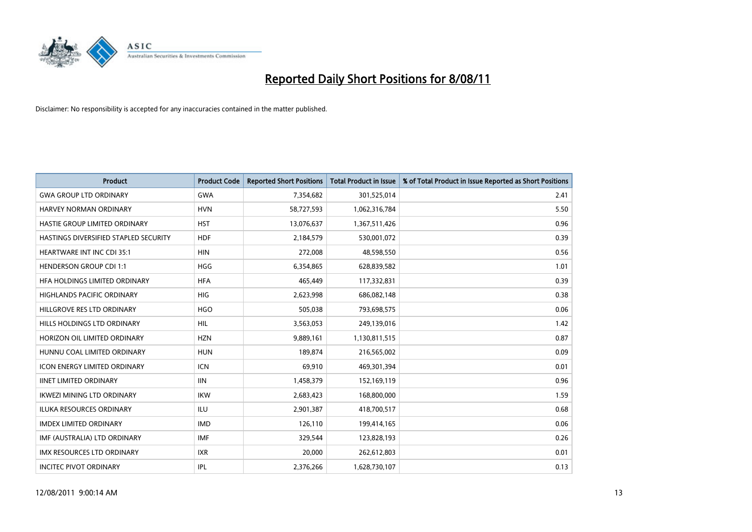# Reported Daily Short Positions for 8/08/11

Disclaimer: No responsibility is accepted for any inaccuracies contained in the matter published.

| Product | Product Code | Reported Short Positions | Total Product in Issue | % of Total Product in Issue Reported as Short Positions |
|---|---|---|---|---|
| GWA GROUP LTD ORDINARY | GWA | 7,354,682 | 301,525,014 | 2.41 |
| HARVEY NORMAN ORDINARY | HVN | 58,727,593 | 1,062,316,784 | 5.50 |
| HASTIE GROUP LIMITED ORDINARY | HST | 13,076,637 | 1,367,511,426 | 0.96 |
| HASTINGS DIVERSIFIED STAPLED SECURITY | HDF | 2,184,579 | 530,001,072 | 0.39 |
| HEARTWARE INT INC CDI 35:1 | HIN | 272,008 | 48,598,550 | 0.56 |
| HENDERSON GROUP CDI 1:1 | HGG | 6,354,865 | 628,839,582 | 1.01 |
| HFA HOLDINGS LIMITED ORDINARY | HFA | 465,449 | 117,332,831 | 0.39 |
| HIGHLANDS PACIFIC ORDINARY | HIG | 2,623,998 | 686,082,148 | 0.38 |
| HILLGROVE RES LTD ORDINARY | HGO | 505,038 | 793,698,575 | 0.06 |
| HILLS HOLDINGS LTD ORDINARY | HIL | 3,563,053 | 249,139,016 | 1.42 |
| HORIZON OIL LIMITED ORDINARY | HZN | 9,889,161 | 1,130,811,515 | 0.87 |
| HUNNU COAL LIMITED ORDINARY | HUN | 189,874 | 216,565,002 | 0.09 |
| ICON ENERGY LIMITED ORDINARY | ICN | 69,910 | 469,301,394 | 0.01 |
| IINET LIMITED ORDINARY | IIN | 1,458,379 | 152,169,119 | 0.96 |
| IKWEZI MINING LTD ORDINARY | IKW | 2,683,423 | 168,800,000 | 1.59 |
| ILUKA RESOURCES ORDINARY | ILU | 2,901,387 | 418,700,517 | 0.68 |
| IMDEX LIMITED ORDINARY | IMD | 126,110 | 199,414,165 | 0.06 |
| IMF (AUSTRALIA) LTD ORDINARY | IMF | 329,544 | 123,828,193 | 0.26 |
| IMX RESOURCES LTD ORDINARY | IXR | 20,000 | 262,612,803 | 0.01 |
| INCITEC PIVOT ORDINARY | IPL | 2,376,266 | 1,628,730,107 | 0.13 |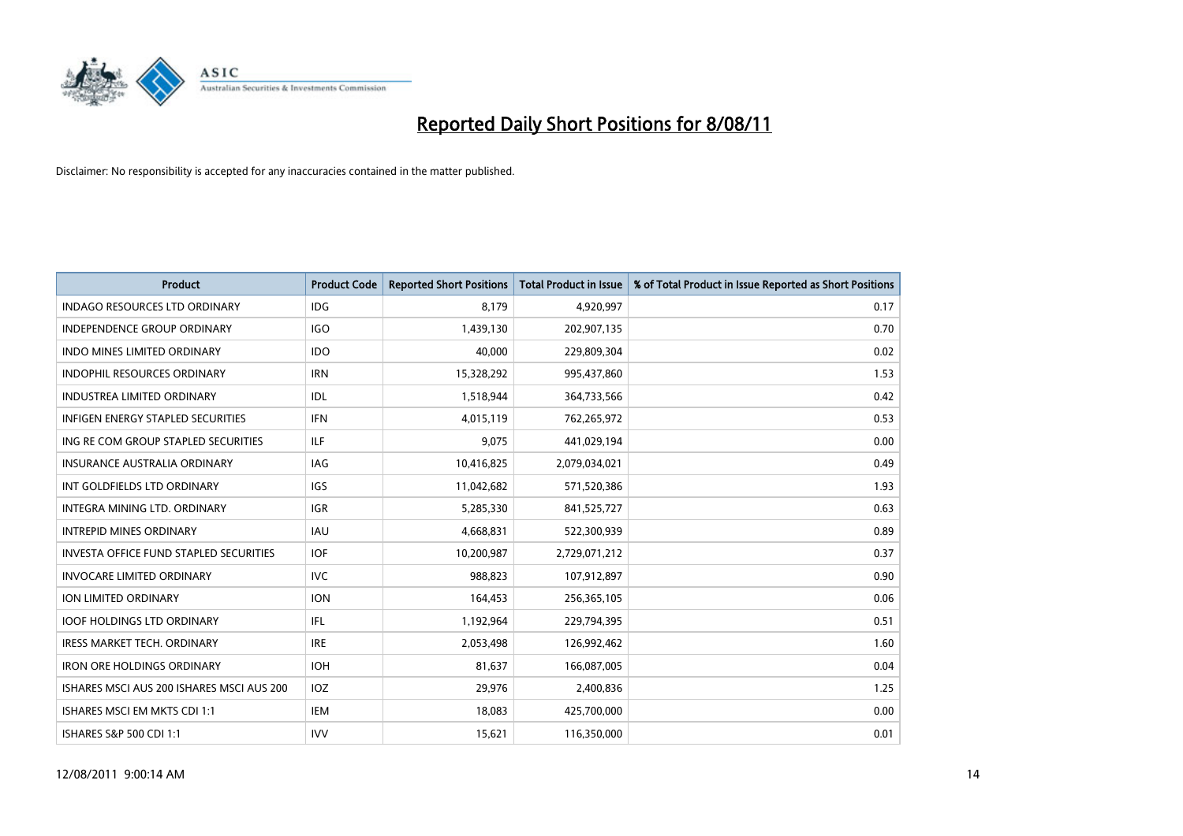# Reported Daily Short Positions for 8/08/11

Disclaimer: No responsibility is accepted for any inaccuracies contained in the matter published.

| Product | Product Code | Reported Short Positions | Total Product in Issue | % of Total Product in Issue Reported as Short Positions |
|---|---|---|---|---|
| INDAGO RESOURCES LTD ORDINARY | IDG | 8,179 | 4,920,997 | 0.17 |
| INDEPENDENCE GROUP ORDINARY | IGO | 1,439,130 | 202,907,135 | 0.70 |
| INDO MINES LIMITED ORDINARY | IDO | 40,000 | 229,809,304 | 0.02 |
| INDOPHIL RESOURCES ORDINARY | IRN | 15,328,292 | 995,437,860 | 1.53 |
| INDUSTREA LIMITED ORDINARY | IDL | 1,518,944 | 364,733,566 | 0.42 |
| INFIGEN ENERGY STAPLED SECURITIES | IFN | 4,015,119 | 762,265,972 | 0.53 |
| ING RE COM GROUP STAPLED SECURITIES | ILF | 9,075 | 441,029,194 | 0.00 |
| INSURANCE AUSTRALIA ORDINARY | IAG | 10,416,825 | 2,079,034,021 | 0.49 |
| INT GOLDFIELDS LTD ORDINARY | IGS | 11,042,682 | 571,520,386 | 1.93 |
| INTEGRA MINING LTD. ORDINARY | IGR | 5,285,330 | 841,525,727 | 0.63 |
| INTREPID MINES ORDINARY | IAU | 4,668,831 | 522,300,939 | 0.89 |
| INVESTA OFFICE FUND STAPLED SECURITIES | IOF | 10,200,987 | 2,729,071,212 | 0.37 |
| INVOCARE LIMITED ORDINARY | IVC | 988,823 | 107,912,897 | 0.90 |
| ION LIMITED ORDINARY | ION | 164,453 | 256,365,105 | 0.06 |
| IOOF HOLDINGS LTD ORDINARY | IFL | 1,192,964 | 229,794,395 | 0.51 |
| IRESS MARKET TECH. ORDINARY | IRE | 2,053,498 | 126,992,462 | 1.60 |
| IRON ORE HOLDINGS ORDINARY | IOH | 81,637 | 166,087,005 | 0.04 |
| ISHARES MSCI AUS 200 ISHARES MSCI AUS 200 | IOZ | 29,976 | 2,400,836 | 1.25 |
| ISHARES MSCI EM MKTS CDI 1:1 | IEM | 18,083 | 425,700,000 | 0.00 |
| ISHARES S&P 500 CDI 1:1 | IVV | 15,621 | 116,350,000 | 0.01 |

12/08/2011 9:00:14 AM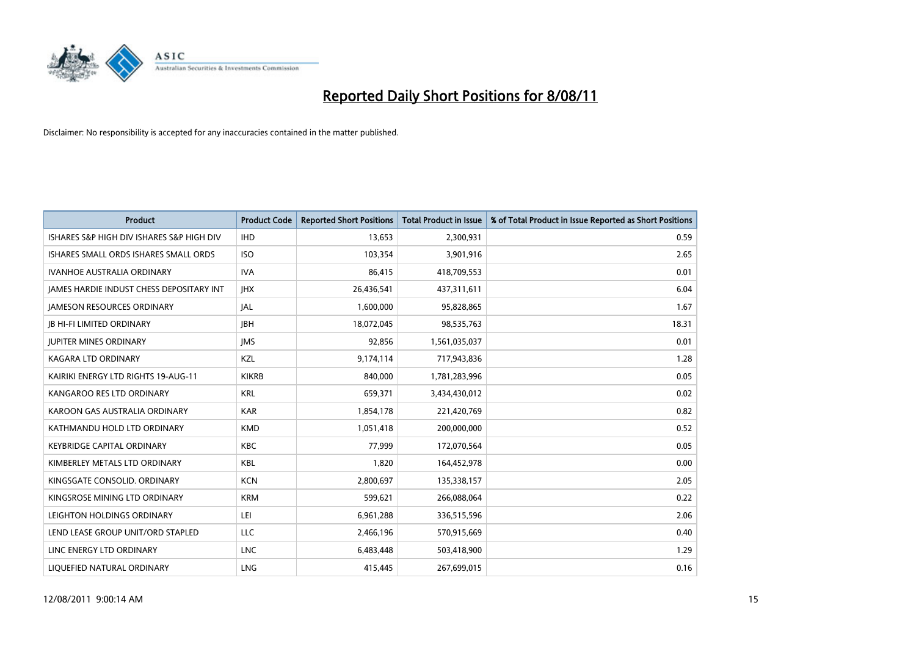# Reported Daily Short Positions for 8/08/11

Disclaimer: No responsibility is accepted for any inaccuracies contained in the matter published.

| Product | Product Code | Reported Short Positions | Total Product in Issue | % of Total Product in Issue Reported as Short Positions |
|---|---|---|---|---|
| ISHARES S&P HIGH DIV ISHARES S&P HIGH DIV | IHD | 13,653 | 2,300,931 | 0.59 |
| ISHARES SMALL ORDS ISHARES SMALL ORDS | ISO | 103,354 | 3,901,916 | 2.65 |
| IVANHOE AUSTRALIA ORDINARY | IVA | 86,415 | 418,709,553 | 0.01 |
| JAMES HARDIE INDUST CHESS DEPOSITARY INT | JHX | 26,436,541 | 437,311,611 | 6.04 |
| JAMESON RESOURCES ORDINARY | JAL | 1,600,000 | 95,828,865 | 1.67 |
| JB HI-FI LIMITED ORDINARY | JBH | 18,072,045 | 98,535,763 | 18.31 |
| JUPITER MINES ORDINARY | JMS | 92,856 | 1,561,035,037 | 0.01 |
| KAGARA LTD ORDINARY | KZL | 9,174,114 | 717,943,836 | 1.28 |
| KAIRIKI ENERGY LTD RIGHTS 19-AUG-11 | KIKRB | 840,000 | 1,781,283,996 | 0.05 |
| KANGAROO RES LTD ORDINARY | KRL | 659,371 | 3,434,430,012 | 0.02 |
| KAROON GAS AUSTRALIA ORDINARY | KAR | 1,854,178 | 221,420,769 | 0.82 |
| KATHMANDU HOLD LTD ORDINARY | KMD | 1,051,418 | 200,000,000 | 0.52 |
| KEYBRIDGE CAPITAL ORDINARY | KBC | 77,999 | 172,070,564 | 0.05 |
| KIMBERLEY METALS LTD ORDINARY | KBL | 1,820 | 164,452,978 | 0.00 |
| KINGSGATE CONSOLID. ORDINARY | KCN | 2,800,697 | 135,338,157 | 2.05 |
| KINGSROSE MINING LTD ORDINARY | KRM | 599,621 | 266,088,064 | 0.22 |
| LEIGHTON HOLDINGS ORDINARY | LEI | 6,961,288 | 336,515,596 | 2.06 |
| LEND LEASE GROUP UNIT/ORD STAPLED | LLC | 2,466,196 | 570,915,669 | 0.40 |
| LINC ENERGY LTD ORDINARY | LNC | 6,483,448 | 503,418,900 | 1.29 |
| LIQUEFIED NATURAL ORDINARY | LNG | 415,445 | 267,699,015 | 0.16 |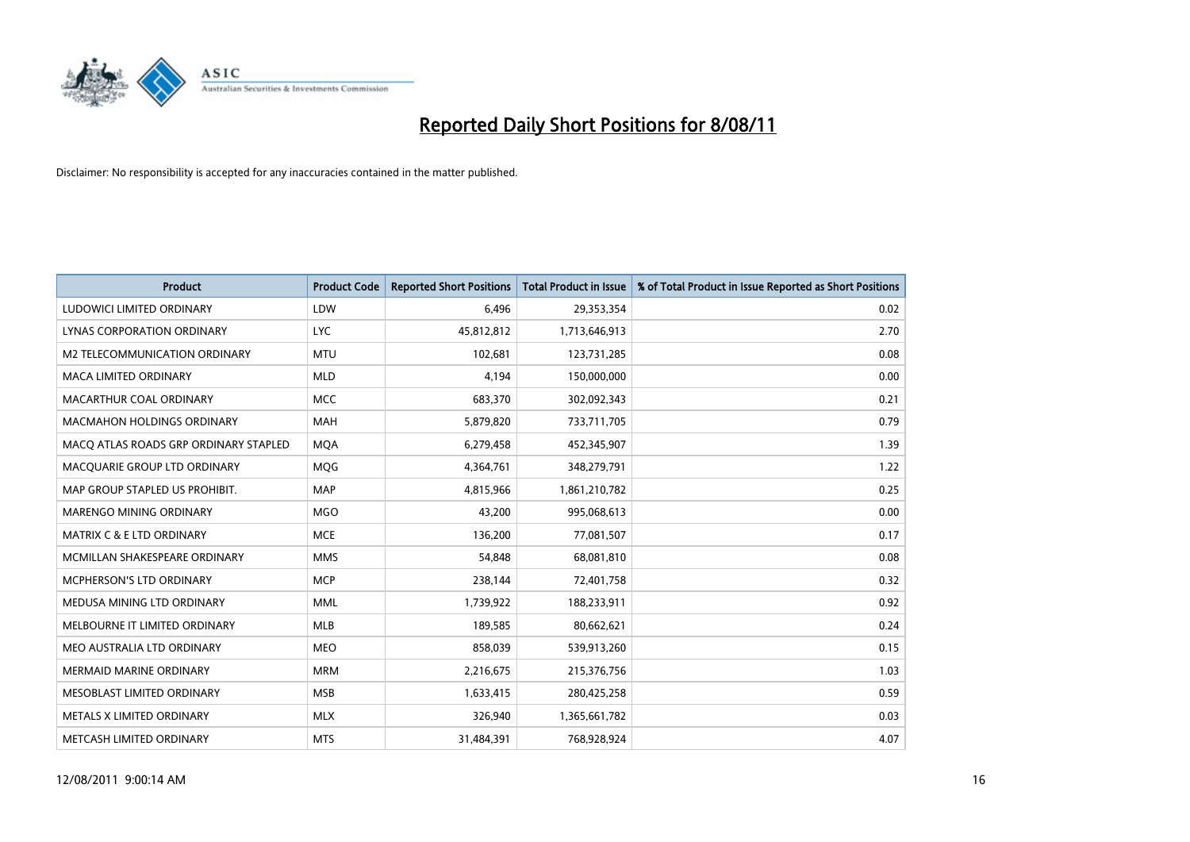# Reported Daily Short Positions for 8/08/11

Disclaimer: No responsibility is accepted for any inaccuracies contained in the matter published.

| Product | Product Code | Reported Short Positions | Total Product in Issue | % of Total Product in Issue Reported as Short Positions |
|---|---|---|---|---|
| LUDOWICI LIMITED ORDINARY | LDW | 6,496 | 29,353,354 | 0.02 |
| LYNAS CORPORATION ORDINARY | LYC | 45,812,812 | 1,713,646,913 | 2.70 |
| M2 TELECOMMUNICATION ORDINARY | MTU | 102,681 | 123,731,285 | 0.08 |
| MACA LIMITED ORDINARY | MLD | 4,194 | 150,000,000 | 0.00 |
| MACARTHUR COAL ORDINARY | MCC | 683,370 | 302,092,343 | 0.21 |
| MACMAHON HOLDINGS ORDINARY | MAH | 5,879,820 | 733,711,705 | 0.79 |
| MACQ ATLAS ROADS GRP ORDINARY STAPLED | MQA | 6,279,458 | 452,345,907 | 1.39 |
| MACQUARIE GROUP LTD ORDINARY | MQG | 4,364,761 | 348,279,791 | 1.22 |
| MAP GROUP STAPLED US PROHIBIT. | MAP | 4,815,966 | 1,861,210,782 | 0.25 |
| MARENGO MINING ORDINARY | MGO | 43,200 | 995,068,613 | 0.00 |
| MATRIX C & E LTD ORDINARY | MCE | 136,200 | 77,081,507 | 0.17 |
| MCMILLAN SHAKESPEARE ORDINARY | MMS | 54,848 | 68,081,810 | 0.08 |
| MCPHERSON'S LTD ORDINARY | MCP | 238,144 | 72,401,758 | 0.32 |
| MEDUSA MINING LTD ORDINARY | MML | 1,739,922 | 188,233,911 | 0.92 |
| MELBOURNE IT LIMITED ORDINARY | MLB | 189,585 | 80,662,621 | 0.24 |
| MEO AUSTRALIA LTD ORDINARY | MEO | 858,039 | 539,913,260 | 0.15 |
| MERMAID MARINE ORDINARY | MRM | 2,216,675 | 215,376,756 | 1.03 |
| MESOBLAST LIMITED ORDINARY | MSB | 1,633,415 | 280,425,258 | 0.59 |
| METALS X LIMITED ORDINARY | MLX | 326,940 | 1,365,661,782 | 0.03 |
| METCASH LIMITED ORDINARY | MTS | 31,484,391 | 768,928,924 | 4.07 |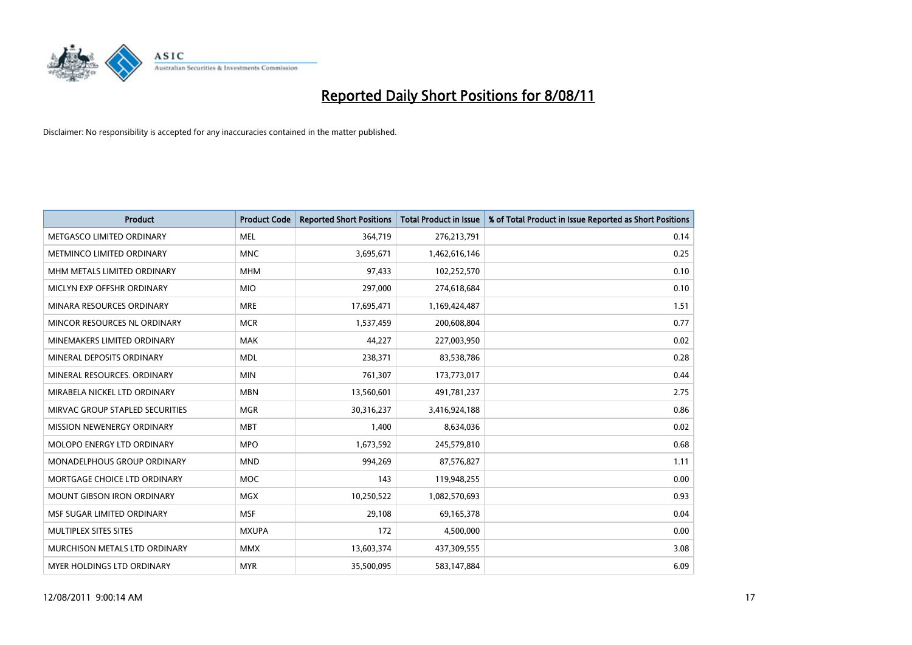# Reported Daily Short Positions for 8/08/11

Disclaimer: No responsibility is accepted for any inaccuracies contained in the matter published.

| Product | Product Code | Reported Short Positions | Total Product in Issue | % of Total Product in Issue Reported as Short Positions |
|---|---|---|---|---|
| METGASCO LIMITED ORDINARY | MEL | 364,719 | 276,213,791 | 0.14 |
| METMINCO LIMITED ORDINARY | MNC | 3,695,671 | 1,462,616,146 | 0.25 |
| MHM METALS LIMITED ORDINARY | MHM | 97,433 | 102,252,570 | 0.10 |
| MICLYN EXP OFFSHR ORDINARY | MIO | 297,000 | 274,618,684 | 0.10 |
| MINARA RESOURCES ORDINARY | MRE | 17,695,471 | 1,169,424,487 | 1.51 |
| MINCOR RESOURCES NL ORDINARY | MCR | 1,537,459 | 200,608,804 | 0.77 |
| MINEMAKERS LIMITED ORDINARY | MAK | 44,227 | 227,003,950 | 0.02 |
| MINERAL DEPOSITS ORDINARY | MDL | 238,371 | 83,538,786 | 0.28 |
| MINERAL RESOURCES. ORDINARY | MIN | 761,307 | 173,773,017 | 0.44 |
| MIRABELA NICKEL LTD ORDINARY | MBN | 13,560,601 | 491,781,237 | 2.75 |
| MIRVAC GROUP STAPLED SECURITIES | MGR | 30,316,237 | 3,416,924,188 | 0.86 |
| MISSION NEWENERGY ORDINARY | MBT | 1,400 | 8,634,036 | 0.02 |
| MOLOPO ENERGY LTD ORDINARY | MPO | 1,673,592 | 245,579,810 | 0.68 |
| MONADELPHOUS GROUP ORDINARY | MND | 994,269 | 87,576,827 | 1.11 |
| MORTGAGE CHOICE LTD ORDINARY | MOC | 143 | 119,948,255 | 0.00 |
| MOUNT GIBSON IRON ORDINARY | MGX | 10,250,522 | 1,082,570,693 | 0.93 |
| MSF SUGAR LIMITED ORDINARY | MSF | 29,108 | 69,165,378 | 0.04 |
| MULTIPLEX SITES SITES | MXUPA | 172 | 4,500,000 | 0.00 |
| MURCHISON METALS LTD ORDINARY | MMX | 13,603,374 | 437,309,555 | 3.08 |
| MYER HOLDINGS LTD ORDINARY | MYR | 35,500,095 | 583,147,884 | 6.09 |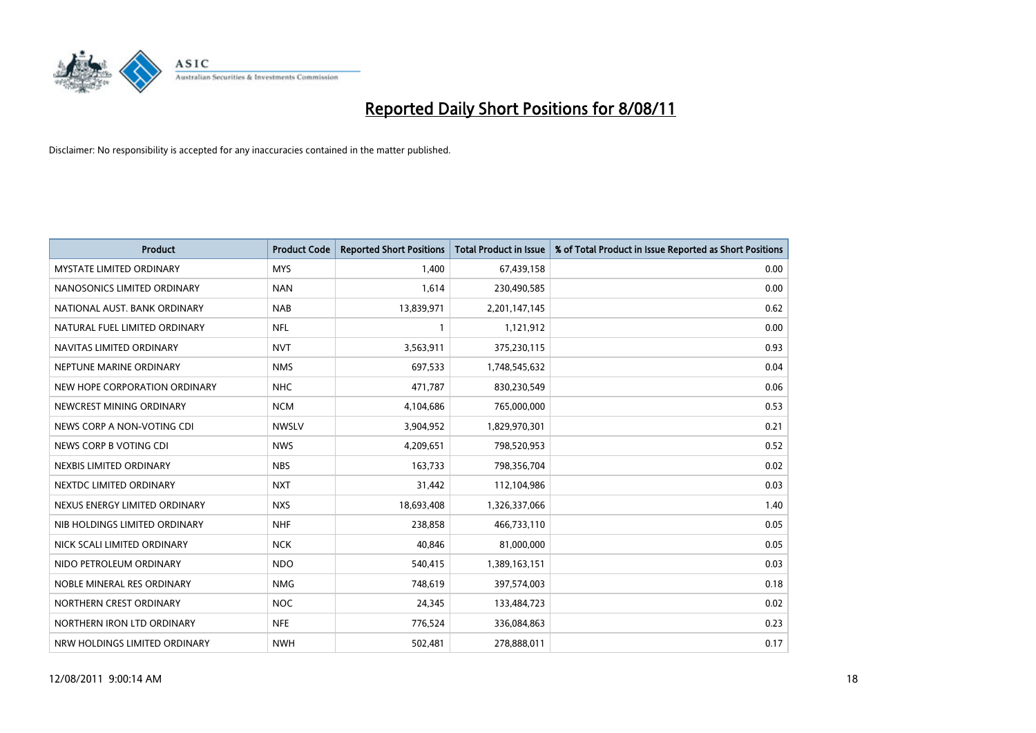# Reported Daily Short Positions for 8/08/11

Disclaimer: No responsibility is accepted for any inaccuracies contained in the matter published.

| Product | Product Code | Reported Short Positions | Total Product in Issue | % of Total Product in Issue Reported as Short Positions |
|---|---|---|---|---|
| MYSTATE LIMITED ORDINARY | MYS | 1,400 | 67,439,158 | 0.00 |
| NANOSONICS LIMITED ORDINARY | NAN | 1,614 | 230,490,585 | 0.00 |
| NATIONAL AUST. BANK ORDINARY | NAB | 13,839,971 | 2,201,147,145 | 0.62 |
| NATURAL FUEL LIMITED ORDINARY | NFL | 1 | 1,121,912 | 0.00 |
| NAVITAS LIMITED ORDINARY | NVT | 3,563,911 | 375,230,115 | 0.93 |
| NEPTUNE MARINE ORDINARY | NMS | 697,533 | 1,748,545,632 | 0.04 |
| NEW HOPE CORPORATION ORDINARY | NHC | 471,787 | 830,230,549 | 0.06 |
| NEWCREST MINING ORDINARY | NCM | 4,104,686 | 765,000,000 | 0.53 |
| NEWS CORP A NON-VOTING CDI | NWSLV | 3,904,952 | 1,829,970,301 | 0.21 |
| NEWS CORP B VOTING CDI | NWS | 4,209,651 | 798,520,953 | 0.52 |
| NEXBIS LIMITED ORDINARY | NBS | 163,733 | 798,356,704 | 0.02 |
| NEXTDC LIMITED ORDINARY | NXT | 31,442 | 112,104,986 | 0.03 |
| NEXUS ENERGY LIMITED ORDINARY | NXS | 18,693,408 | 1,326,337,066 | 1.40 |
| NIB HOLDINGS LIMITED ORDINARY | NHF | 238,858 | 466,733,110 | 0.05 |
| NICK SCALI LIMITED ORDINARY | NCK | 40,846 | 81,000,000 | 0.05 |
| NIDO PETROLEUM ORDINARY | NDO | 540,415 | 1,389,163,151 | 0.03 |
| NOBLE MINERAL RES ORDINARY | NMG | 748,619 | 397,574,003 | 0.18 |
| NORTHERN CREST ORDINARY | NOC | 24,345 | 133,484,723 | 0.02 |
| NORTHERN IRON LTD ORDINARY | NFE | 776,524 | 336,084,863 | 0.23 |
| NRW HOLDINGS LIMITED ORDINARY | NWH | 502,481 | 278,888,011 | 0.17 |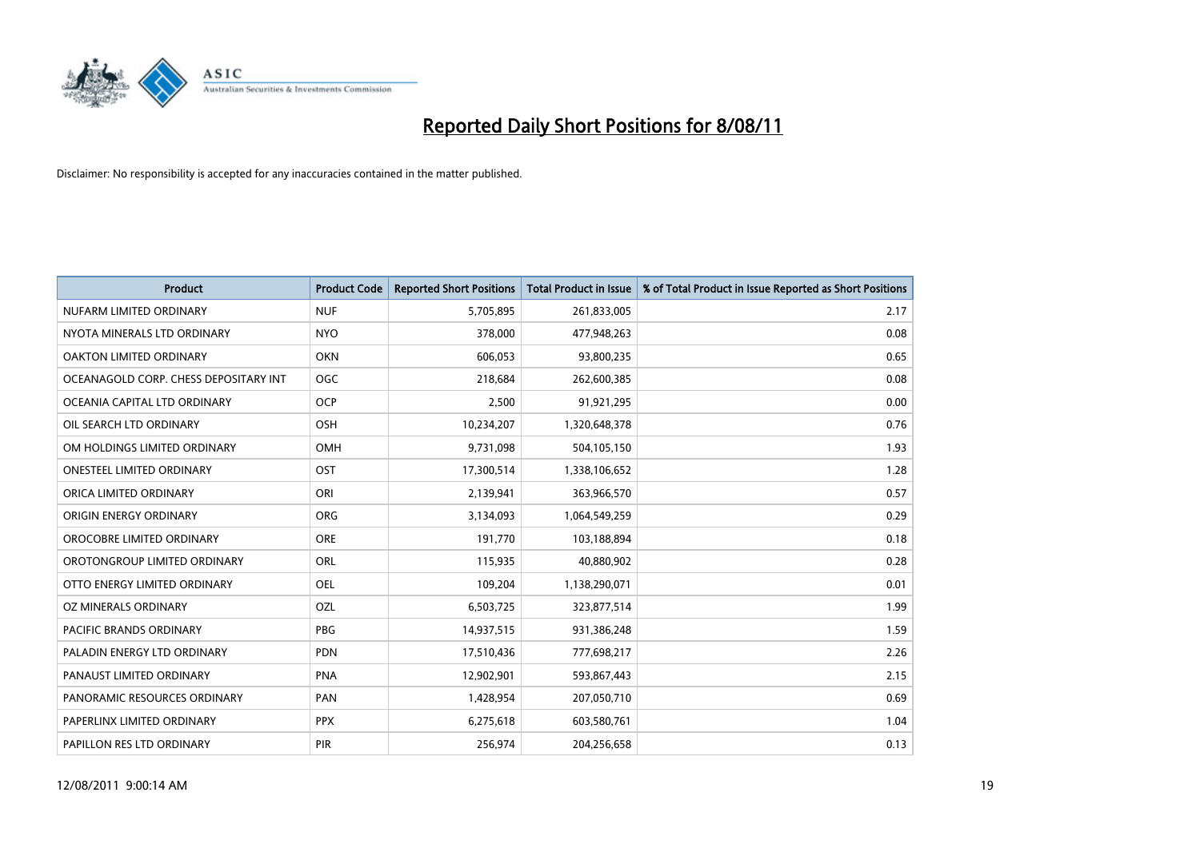# Reported Daily Short Positions for 8/08/11

Disclaimer: No responsibility is accepted for any inaccuracies contained in the matter published.

| Product | Product Code | Reported Short Positions | Total Product in Issue | % of Total Product in Issue Reported as Short Positions |
|---|---|---|---|---|
| NUFARM LIMITED ORDINARY | NUF | 5,705,895 | 261,833,005 | 2.17 |
| NYOTA MINERALS LTD ORDINARY | NYO | 378,000 | 477,948,263 | 0.08 |
| OAKTON LIMITED ORDINARY | OKN | 606,053 | 93,800,235 | 0.65 |
| OCEANAGOLD CORP. CHESS DEPOSITARY INT | OGC | 218,684 | 262,600,385 | 0.08 |
| OCEANIA CAPITAL LTD ORDINARY | OCP | 2,500 | 91,921,295 | 0.00 |
| OIL SEARCH LTD ORDINARY | OSH | 10,234,207 | 1,320,648,378 | 0.76 |
| OM HOLDINGS LIMITED ORDINARY | OMH | 9,731,098 | 504,105,150 | 1.93 |
| ONESTEEL LIMITED ORDINARY | OST | 17,300,514 | 1,338,106,652 | 1.28 |
| ORICA LIMITED ORDINARY | ORI | 2,139,941 | 363,966,570 | 0.57 |
| ORIGIN ENERGY ORDINARY | ORG | 3,134,093 | 1,064,549,259 | 0.29 |
| OROCOBRE LIMITED ORDINARY | ORE | 191,770 | 103,188,894 | 0.18 |
| OROTONGROUP LIMITED ORDINARY | ORL | 115,935 | 40,880,902 | 0.28 |
| OTTO ENERGY LIMITED ORDINARY | OEL | 109,204 | 1,138,290,071 | 0.01 |
| OZ MINERALS ORDINARY | OZL | 6,503,725 | 323,877,514 | 1.99 |
| PACIFIC BRANDS ORDINARY | PBG | 14,937,515 | 931,386,248 | 1.59 |
| PALADIN ENERGY LTD ORDINARY | PDN | 17,510,436 | 777,698,217 | 2.26 |
| PANAUST LIMITED ORDINARY | PNA | 12,902,901 | 593,867,443 | 2.15 |
| PANORAMIC RESOURCES ORDINARY | PAN | 1,428,954 | 207,050,710 | 0.69 |
| PAPERLINX LIMITED ORDINARY | PPX | 6,275,618 | 603,580,761 | 1.04 |
| PAPILLON RES LTD ORDINARY | PIR | 256,974 | 204,256,658 | 0.13 |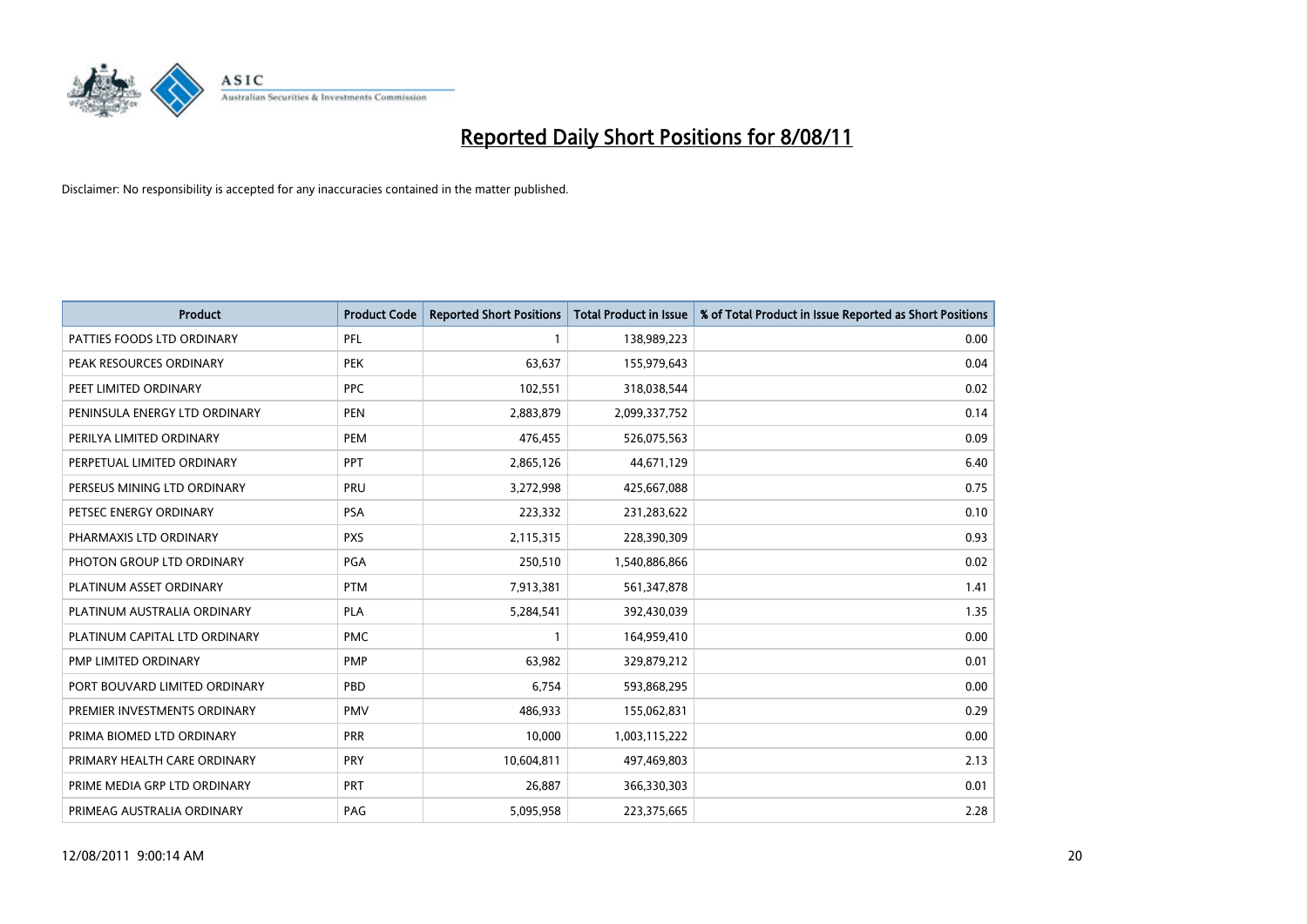# Reported Daily Short Positions for 8/08/11

Disclaimer: No responsibility is accepted for any inaccuracies contained in the matter published.

| Product | Product Code | Reported Short Positions | Total Product in Issue | % of Total Product in Issue Reported as Short Positions |
|---|---|---|---|---|
| PATTIES FOODS LTD ORDINARY | PFL | 1 | 138,989,223 | 0.00 |
| PEAK RESOURCES ORDINARY | PEK | 63,637 | 155,979,643 | 0.04 |
| PEET LIMITED ORDINARY | PPC | 102,551 | 318,038,544 | 0.02 |
| PENINSULA ENERGY LTD ORDINARY | PEN | 2,883,879 | 2,099,337,752 | 0.14 |
| PERILYA LIMITED ORDINARY | PEM | 476,455 | 526,075,563 | 0.09 |
| PERPETUAL LIMITED ORDINARY | PPT | 2,865,126 | 44,671,129 | 6.40 |
| PERSEUS MINING LTD ORDINARY | PRU | 3,272,998 | 425,667,088 | 0.75 |
| PETSEC ENERGY ORDINARY | PSA | 223,332 | 231,283,622 | 0.10 |
| PHARMAXIS LTD ORDINARY | PXS | 2,115,315 | 228,390,309 | 0.93 |
| PHOTON GROUP LTD ORDINARY | PGA | 250,510 | 1,540,886,866 | 0.02 |
| PLATINUM ASSET ORDINARY | PTM | 7,913,381 | 561,347,878 | 1.41 |
| PLATINUM AUSTRALIA ORDINARY | PLA | 5,284,541 | 392,430,039 | 1.35 |
| PLATINUM CAPITAL LTD ORDINARY | PMC | 1 | 164,959,410 | 0.00 |
| PMP LIMITED ORDINARY | PMP | 63,982 | 329,879,212 | 0.01 |
| PORT BOUVARD LIMITED ORDINARY | PBD | 6,754 | 593,868,295 | 0.00 |
| PREMIER INVESTMENTS ORDINARY | PMV | 486,933 | 155,062,831 | 0.29 |
| PRIMA BIOMED LTD ORDINARY | PRR | 10,000 | 1,003,115,222 | 0.00 |
| PRIMARY HEALTH CARE ORDINARY | PRY | 10,604,811 | 497,469,803 | 2.13 |
| PRIME MEDIA GRP LTD ORDINARY | PRT | 26,887 | 366,330,303 | 0.01 |
| PRIMEAG AUSTRALIA ORDINARY | PAG | 5,095,958 | 223,375,665 | 2.28 |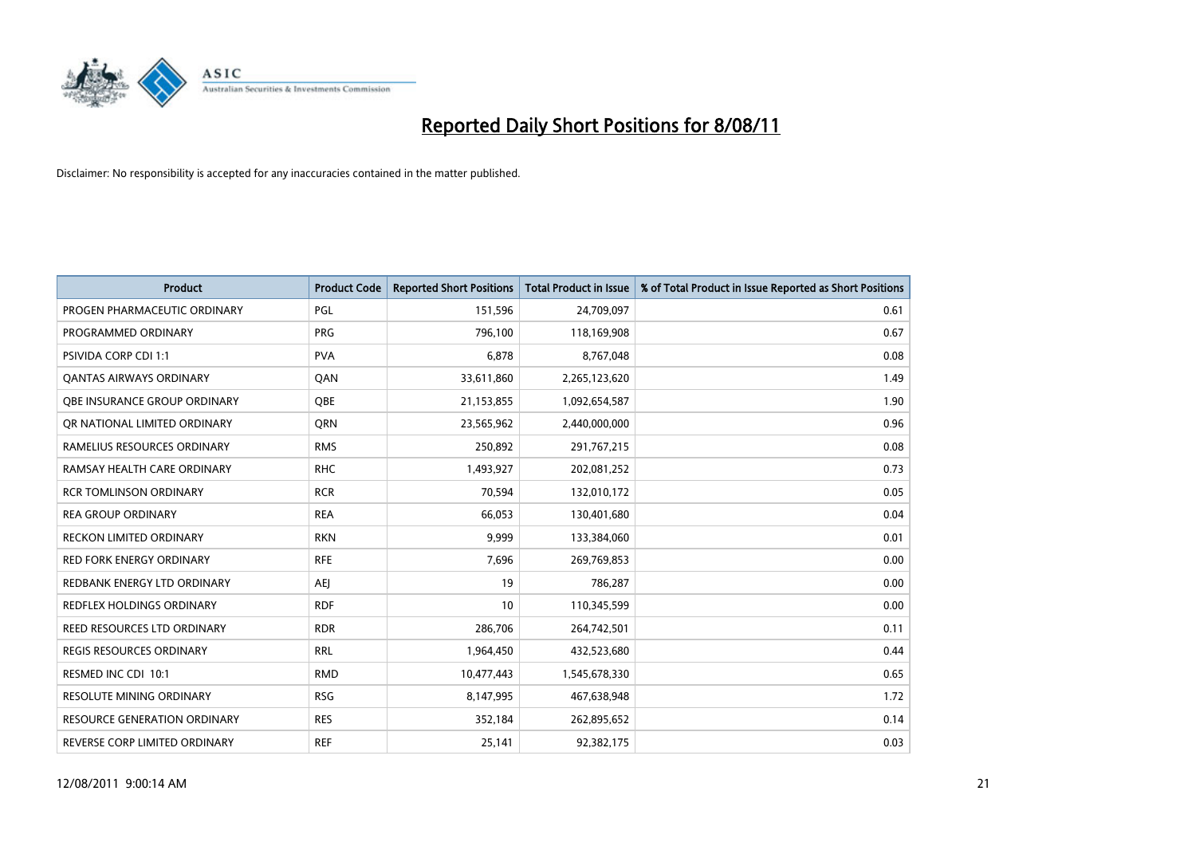# Reported Daily Short Positions for 8/08/11

Disclaimer: No responsibility is accepted for any inaccuracies contained in the matter published.

| Product | Product Code | Reported Short Positions | Total Product in Issue | % of Total Product in Issue Reported as Short Positions |
|---|---|---|---|---|
| PROGEN PHARMACEUTIC ORDINARY | PGL | 151,596 | 24,709,097 | 0.61 |
| PROGRAMMED ORDINARY | PRG | 796,100 | 118,169,908 | 0.67 |
| PSIVIDA CORP CDI 1:1 | PVA | 6,878 | 8,767,048 | 0.08 |
| QANTAS AIRWAYS ORDINARY | QAN | 33,611,860 | 2,265,123,620 | 1.49 |
| QBE INSURANCE GROUP ORDINARY | QBE | 21,153,855 | 1,092,654,587 | 1.90 |
| QR NATIONAL LIMITED ORDINARY | QRN | 23,565,962 | 2,440,000,000 | 0.96 |
| RAMELIUS RESOURCES ORDINARY | RMS | 250,892 | 291,767,215 | 0.08 |
| RAMSAY HEALTH CARE ORDINARY | RHC | 1,493,927 | 202,081,252 | 0.73 |
| RCR TOMLINSON ORDINARY | RCR | 70,594 | 132,010,172 | 0.05 |
| REA GROUP ORDINARY | REA | 66,053 | 130,401,680 | 0.04 |
| RECKON LIMITED ORDINARY | RKN | 9,999 | 133,384,060 | 0.01 |
| RED FORK ENERGY ORDINARY | RFE | 7,696 | 269,769,853 | 0.00 |
| REDBANK ENERGY LTD ORDINARY | AEJ | 19 | 786,287 | 0.00 |
| REDFLEX HOLDINGS ORDINARY | RDF | 10 | 110,345,599 | 0.00 |
| REED RESOURCES LTD ORDINARY | RDR | 286,706 | 264,742,501 | 0.11 |
| REGIS RESOURCES ORDINARY | RRL | 1,964,450 | 432,523,680 | 0.44 |
| RESMED INC CDI 10:1 | RMD | 10,477,443 | 1,545,678,330 | 0.65 |
| RESOLUTE MINING ORDINARY | RSG | 8,147,995 | 467,638,948 | 1.72 |
| RESOURCE GENERATION ORDINARY | RES | 352,184 | 262,895,652 | 0.14 |
| REVERSE CORP LIMITED ORDINARY | REF | 25,141 | 92,382,175 | 0.03 |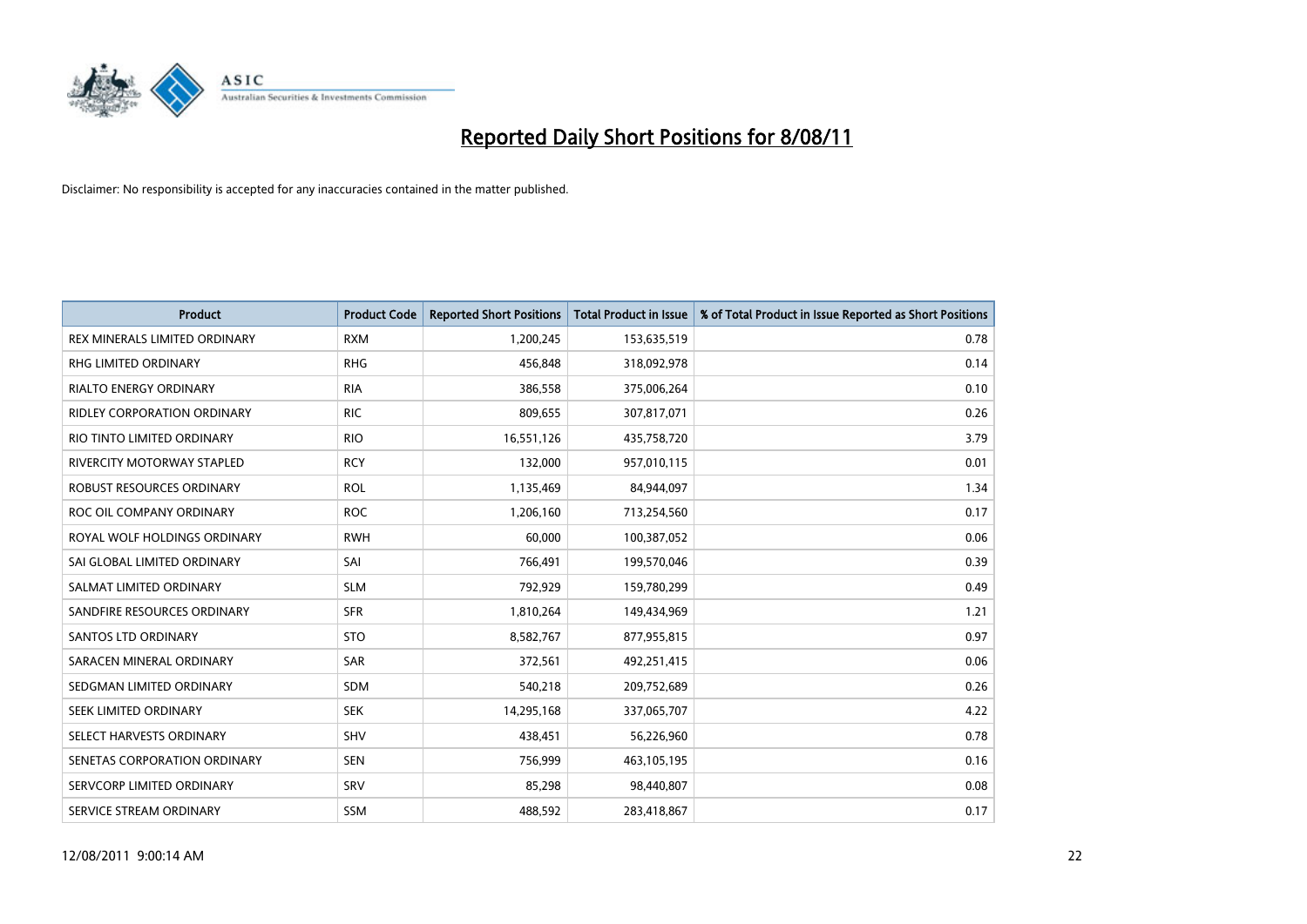# Reported Daily Short Positions for 8/08/11

Disclaimer: No responsibility is accepted for any inaccuracies contained in the matter published.

| Product | Product Code | Reported Short Positions | Total Product in Issue | % of Total Product in Issue Reported as Short Positions |
|---|---|---|---|---|
| REX MINERALS LIMITED ORDINARY | RXM | 1,200,245 | 153,635,519 | 0.78 |
| RHG LIMITED ORDINARY | RHG | 456,848 | 318,092,978 | 0.14 |
| RIALTO ENERGY ORDINARY | RIA | 386,558 | 375,006,264 | 0.10 |
| RIDLEY CORPORATION ORDINARY | RIC | 809,655 | 307,817,071 | 0.26 |
| RIO TINTO LIMITED ORDINARY | RIO | 16,551,126 | 435,758,720 | 3.79 |
| RIVERCITY MOTORWAY STAPLED | RCY | 132,000 | 957,010,115 | 0.01 |
| ROBUST RESOURCES ORDINARY | ROL | 1,135,469 | 84,944,097 | 1.34 |
| ROC OIL COMPANY ORDINARY | ROC | 1,206,160 | 713,254,560 | 0.17 |
| ROYAL WOLF HOLDINGS ORDINARY | RWH | 60,000 | 100,387,052 | 0.06 |
| SAI GLOBAL LIMITED ORDINARY | SAI | 766,491 | 199,570,046 | 0.39 |
| SALMAT LIMITED ORDINARY | SLM | 792,929 | 159,780,299 | 0.49 |
| SANDFIRE RESOURCES ORDINARY | SFR | 1,810,264 | 149,434,969 | 1.21 |
| SANTOS LTD ORDINARY | STO | 8,582,767 | 877,955,815 | 0.97 |
| SARACEN MINERAL ORDINARY | SAR | 372,561 | 492,251,415 | 0.06 |
| SEDGMAN LIMITED ORDINARY | SDM | 540,218 | 209,752,689 | 0.26 |
| SEEK LIMITED ORDINARY | SEK | 14,295,168 | 337,065,707 | 4.22 |
| SELECT HARVESTS ORDINARY | SHV | 438,451 | 56,226,960 | 0.78 |
| SENETAS CORPORATION ORDINARY | SEN | 756,999 | 463,105,195 | 0.16 |
| SERVCORP LIMITED ORDINARY | SRV | 85,298 | 98,440,807 | 0.08 |
| SERVICE STREAM ORDINARY | SSM | 488,592 | 283,418,867 | 0.17 |

12/08/2011 9:00:14 AM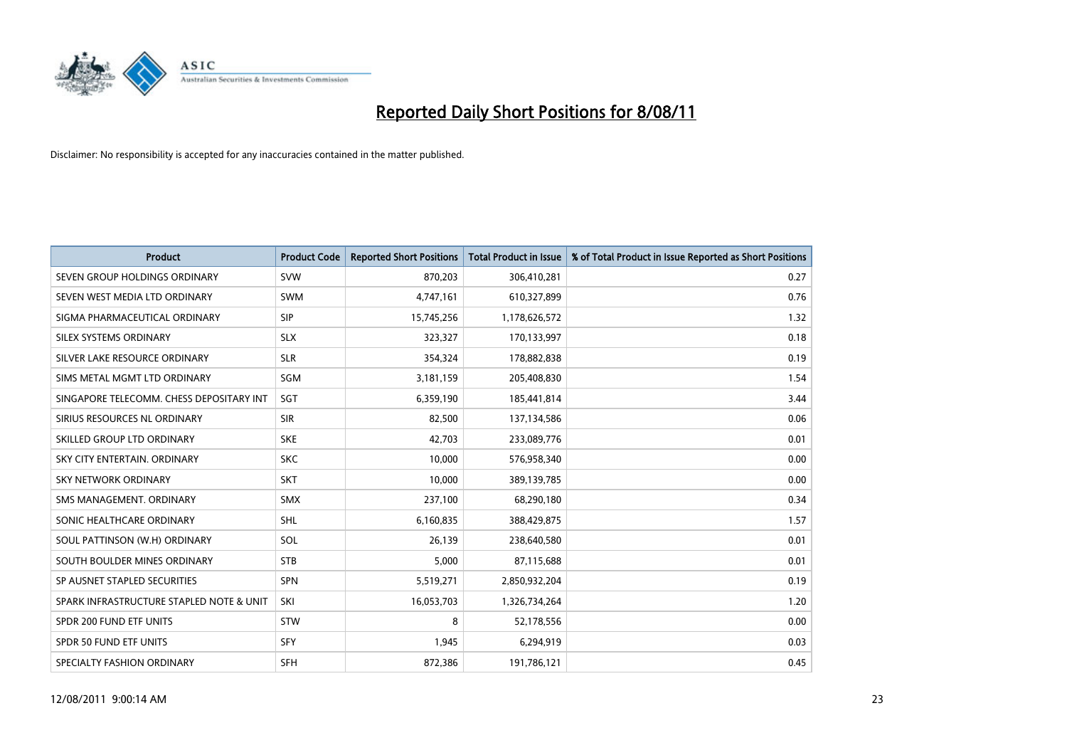# Reported Daily Short Positions for 8/08/11

Disclaimer: No responsibility is accepted for any inaccuracies contained in the matter published.

| Product | Product Code | Reported Short Positions | Total Product in Issue | % of Total Product in Issue Reported as Short Positions |
|---|---|---|---|---|
| SEVEN GROUP HOLDINGS ORDINARY | SVW | 870,203 | 306,410,281 | 0.27 |
| SEVEN WEST MEDIA LTD ORDINARY | SWM | 4,747,161 | 610,327,899 | 0.76 |
| SIGMA PHARMACEUTICAL ORDINARY | SIP | 15,745,256 | 1,178,626,572 | 1.32 |
| SILEX SYSTEMS ORDINARY | SLX | 323,327 | 170,133,997 | 0.18 |
| SILVER LAKE RESOURCE ORDINARY | SLR | 354,324 | 178,882,838 | 0.19 |
| SIMS METAL MGMT LTD ORDINARY | SGM | 3,181,159 | 205,408,830 | 1.54 |
| SINGAPORE TELECOMM. CHESS DEPOSITARY INT | SGT | 6,359,190 | 185,441,814 | 3.44 |
| SIRIUS RESOURCES NL ORDINARY | SIR | 82,500 | 137,134,586 | 0.06 |
| SKILLED GROUP LTD ORDINARY | SKE | 42,703 | 233,089,776 | 0.01 |
| SKY CITY ENTERTAIN. ORDINARY | SKC | 10,000 | 576,958,340 | 0.00 |
| SKY NETWORK ORDINARY | SKT | 10,000 | 389,139,785 | 0.00 |
| SMS MANAGEMENT. ORDINARY | SMX | 237,100 | 68,290,180 | 0.34 |
| SONIC HEALTHCARE ORDINARY | SHL | 6,160,835 | 388,429,875 | 1.57 |
| SOUL PATTINSON (W.H) ORDINARY | SOL | 26,139 | 238,640,580 | 0.01 |
| SOUTH BOULDER MINES ORDINARY | STB | 5,000 | 87,115,688 | 0.01 |
| SP AUSNET STAPLED SECURITIES | SPN | 5,519,271 | 2,850,932,204 | 0.19 |
| SPARK INFRASTRUCTURE STAPLED NOTE & UNIT | SKI | 16,053,703 | 1,326,734,264 | 1.20 |
| SPDR 200 FUND ETF UNITS | STW | 8 | 52,178,556 | 0.00 |
| SPDR 50 FUND ETF UNITS | SFY | 1,945 | 6,294,919 | 0.03 |
| SPECIALTY FASHION ORDINARY | SFH | 872,386 | 191,786,121 | 0.45 |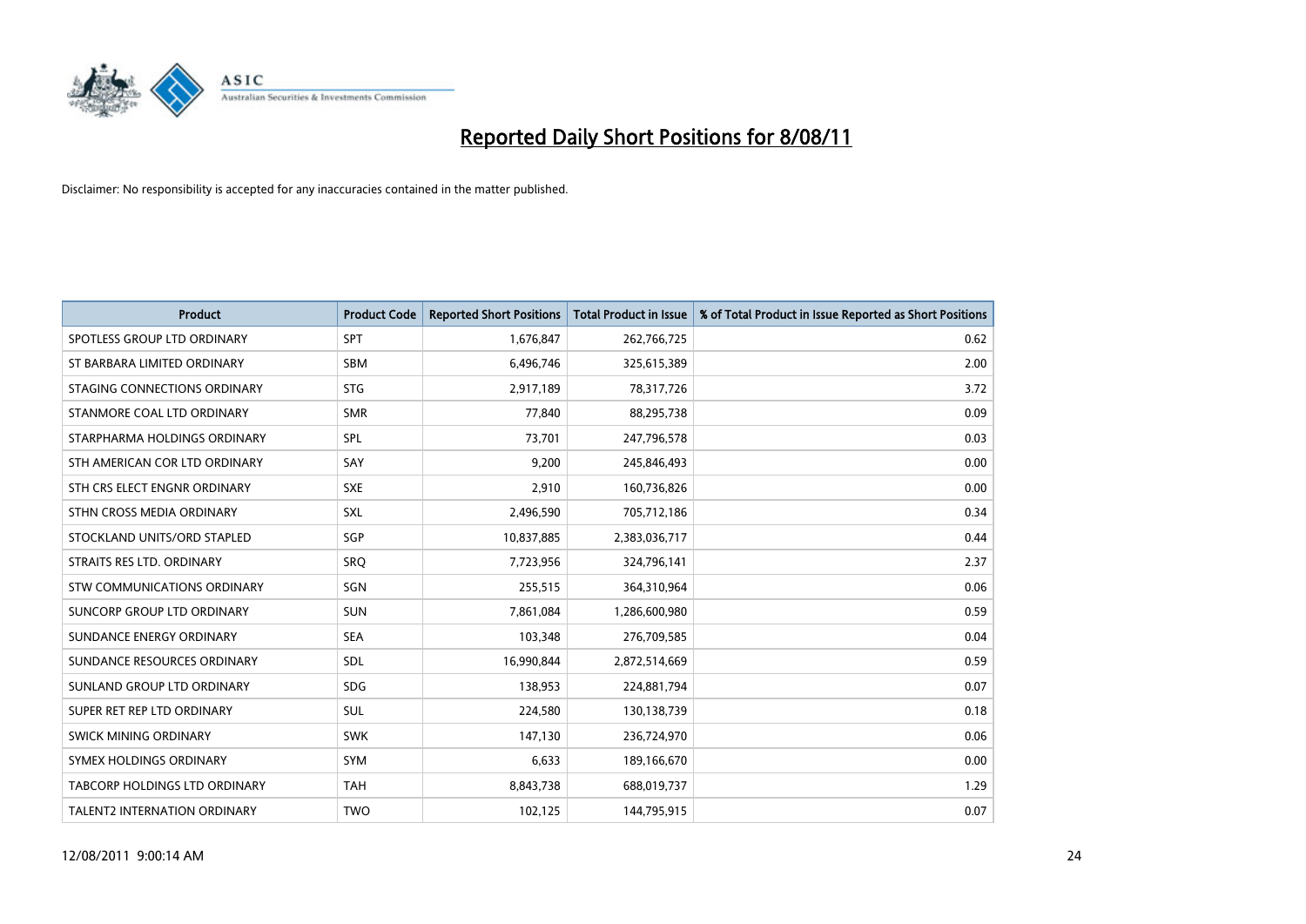# Reported Daily Short Positions for 8/08/11

Disclaimer: No responsibility is accepted for any inaccuracies contained in the matter published.

| Product | Product Code | Reported Short Positions | Total Product in Issue | % of Total Product in Issue Reported as Short Positions |
|---|---|---|---|---|
| SPOTLESS GROUP LTD ORDINARY | SPT | 1,676,847 | 262,766,725 | 0.62 |
| ST BARBARA LIMITED ORDINARY | SBM | 6,496,746 | 325,615,389 | 2.00 |
| STAGING CONNECTIONS ORDINARY | STG | 2,917,189 | 78,317,726 | 3.72 |
| STANMORE COAL LTD ORDINARY | SMR | 77,840 | 88,295,738 | 0.09 |
| STARPHARMA HOLDINGS ORDINARY | SPL | 73,701 | 247,796,578 | 0.03 |
| STH AMERICAN COR LTD ORDINARY | SAY | 9,200 | 245,846,493 | 0.00 |
| STH CRS ELECT ENGNR ORDINARY | SXE | 2,910 | 160,736,826 | 0.00 |
| STHN CROSS MEDIA ORDINARY | SXL | 2,496,590 | 705,712,186 | 0.34 |
| STOCKLAND UNITS/ORD STAPLED | SGP | 10,837,885 | 2,383,036,717 | 0.44 |
| STRAITS RES LTD. ORDINARY | SRQ | 7,723,956 | 324,796,141 | 2.37 |
| STW COMMUNICATIONS ORDINARY | SGN | 255,515 | 364,310,964 | 0.06 |
| SUNCORP GROUP LTD ORDINARY | SUN | 7,861,084 | 1,286,600,980 | 0.59 |
| SUNDANCE ENERGY ORDINARY | SEA | 103,348 | 276,709,585 | 0.04 |
| SUNDANCE RESOURCES ORDINARY | SDL | 16,990,844 | 2,872,514,669 | 0.59 |
| SUNLAND GROUP LTD ORDINARY | SDG | 138,953 | 224,881,794 | 0.07 |
| SUPER RET REP LTD ORDINARY | SUL | 224,580 | 130,138,739 | 0.18 |
| SWICK MINING ORDINARY | SWK | 147,130 | 236,724,970 | 0.06 |
| SYMEX HOLDINGS ORDINARY | SYM | 6,633 | 189,166,670 | 0.00 |
| TABCORP HOLDINGS LTD ORDINARY | TAH | 8,843,738 | 688,019,737 | 1.29 |
| TALENT2 INTERNATION ORDINARY | TWO | 102,125 | 144,795,915 | 0.07 |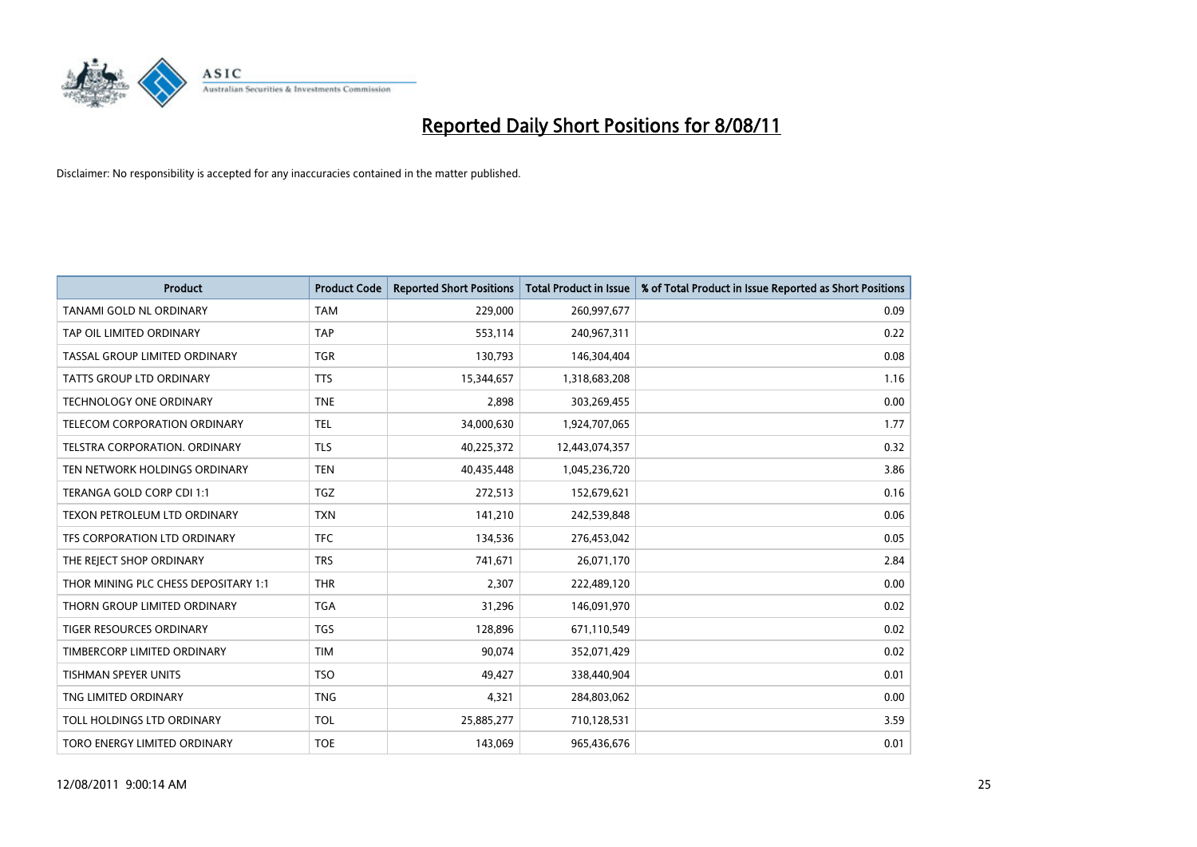# Reported Daily Short Positions for 8/08/11

Disclaimer: No responsibility is accepted for any inaccuracies contained in the matter published.

| Product | Product Code | Reported Short Positions | Total Product in Issue | % of Total Product in Issue Reported as Short Positions |
|---|---|---|---|---|
| TANAMI GOLD NL ORDINARY | TAM | 229,000 | 260,997,677 | 0.09 |
| TAP OIL LIMITED ORDINARY | TAP | 553,114 | 240,967,311 | 0.22 |
| TASSAL GROUP LIMITED ORDINARY | TGR | 130,793 | 146,304,404 | 0.08 |
| TATTS GROUP LTD ORDINARY | TTS | 15,344,657 | 1,318,683,208 | 1.16 |
| TECHNOLOGY ONE ORDINARY | TNE | 2,898 | 303,269,455 | 0.00 |
| TELECOM CORPORATION ORDINARY | TEL | 34,000,630 | 1,924,707,065 | 1.77 |
| TELSTRA CORPORATION. ORDINARY | TLS | 40,225,372 | 12,443,074,357 | 0.32 |
| TEN NETWORK HOLDINGS ORDINARY | TEN | 40,435,448 | 1,045,236,720 | 3.86 |
| TERANGA GOLD CORP CDI 1:1 | TGZ | 272,513 | 152,679,621 | 0.16 |
| TEXON PETROLEUM LTD ORDINARY | TXN | 141,210 | 242,539,848 | 0.06 |
| TFS CORPORATION LTD ORDINARY | TFC | 134,536 | 276,453,042 | 0.05 |
| THE REJECT SHOP ORDINARY | TRS | 741,671 | 26,071,170 | 2.84 |
| THOR MINING PLC CHESS DEPOSITARY 1:1 | THR | 2,307 | 222,489,120 | 0.00 |
| THORN GROUP LIMITED ORDINARY | TGA | 31,296 | 146,091,970 | 0.02 |
| TIGER RESOURCES ORDINARY | TGS | 128,896 | 671,110,549 | 0.02 |
| TIMBERCORP LIMITED ORDINARY | TIM | 90,074 | 352,071,429 | 0.02 |
| TISHMAN SPEYER UNITS | TSO | 49,427 | 338,440,904 | 0.01 |
| TNG LIMITED ORDINARY | TNG | 4,321 | 284,803,062 | 0.00 |
| TOLL HOLDINGS LTD ORDINARY | TOL | 25,885,277 | 710,128,531 | 3.59 |
| TORO ENERGY LIMITED ORDINARY | TOE | 143,069 | 965,436,676 | 0.01 |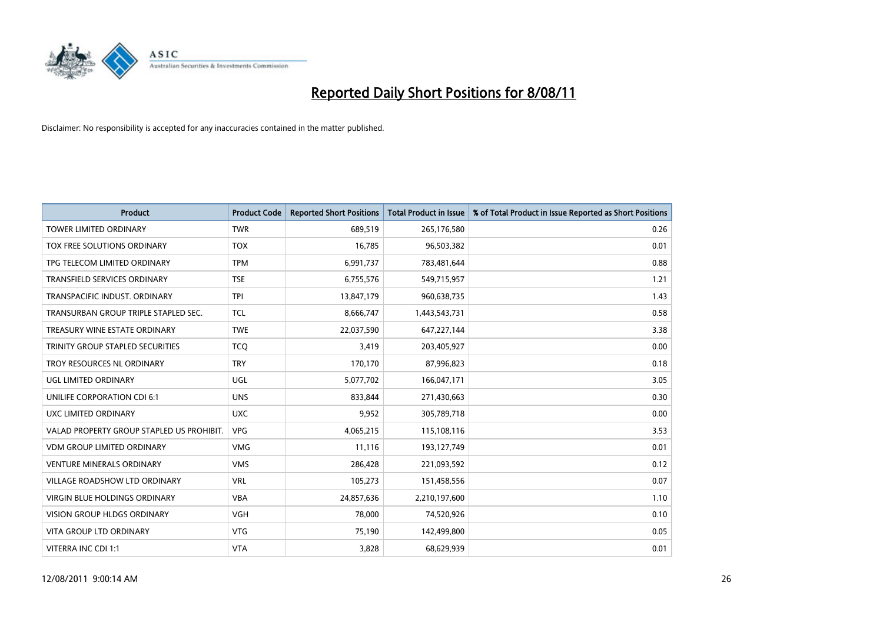# Reported Daily Short Positions for 8/08/11

Disclaimer: No responsibility is accepted for any inaccuracies contained in the matter published.

| Product | Product Code | Reported Short Positions | Total Product in Issue | % of Total Product in Issue Reported as Short Positions |
|---|---|---|---|---|
| TOWER LIMITED ORDINARY | TWR | 689,519 | 265,176,580 | 0.26 |
| TOX FREE SOLUTIONS ORDINARY | TOX | 16,785 | 96,503,382 | 0.01 |
| TPG TELECOM LIMITED ORDINARY | TPM | 6,991,737 | 783,481,644 | 0.88 |
| TRANSFIELD SERVICES ORDINARY | TSE | 6,755,576 | 549,715,957 | 1.21 |
| TRANSPACIFIC INDUST. ORDINARY | TPI | 13,847,179 | 960,638,735 | 1.43 |
| TRANSURBAN GROUP TRIPLE STAPLED SEC. | TCL | 8,666,747 | 1,443,543,731 | 0.58 |
| TREASURY WINE ESTATE ORDINARY | TWE | 22,037,590 | 647,227,144 | 3.38 |
| TRINITY GROUP STAPLED SECURITIES | TCQ | 3,419 | 203,405,927 | 0.00 |
| TROY RESOURCES NL ORDINARY | TRY | 170,170 | 87,996,823 | 0.18 |
| UGL LIMITED ORDINARY | UGL | 5,077,702 | 166,047,171 | 3.05 |
| UNILIFE CORPORATION CDI 6:1 | UNS | 833,844 | 271,430,663 | 0.30 |
| UXC LIMITED ORDINARY | UXC | 9,952 | 305,789,718 | 0.00 |
| VALAD PROPERTY GROUP STAPLED US PROHIBIT. | VPG | 4,065,215 | 115,108,116 | 3.53 |
| VDM GROUP LIMITED ORDINARY | VMG | 11,116 | 193,127,749 | 0.01 |
| VENTURE MINERALS ORDINARY | VMS | 286,428 | 221,093,592 | 0.12 |
| VILLAGE ROADSHOW LTD ORDINARY | VRL | 105,273 | 151,458,556 | 0.07 |
| VIRGIN BLUE HOLDINGS ORDINARY | VBA | 24,857,636 | 2,210,197,600 | 1.10 |
| VISION GROUP HLDGS ORDINARY | VGH | 78,000 | 74,520,926 | 0.10 |
| VITA GROUP LTD ORDINARY | VTG | 75,190 | 142,499,800 | 0.05 |
| VITERRA INC CDI 1:1 | VTA | 3,828 | 68,629,939 | 0.01 |

12/08/2011 9:00:14 AM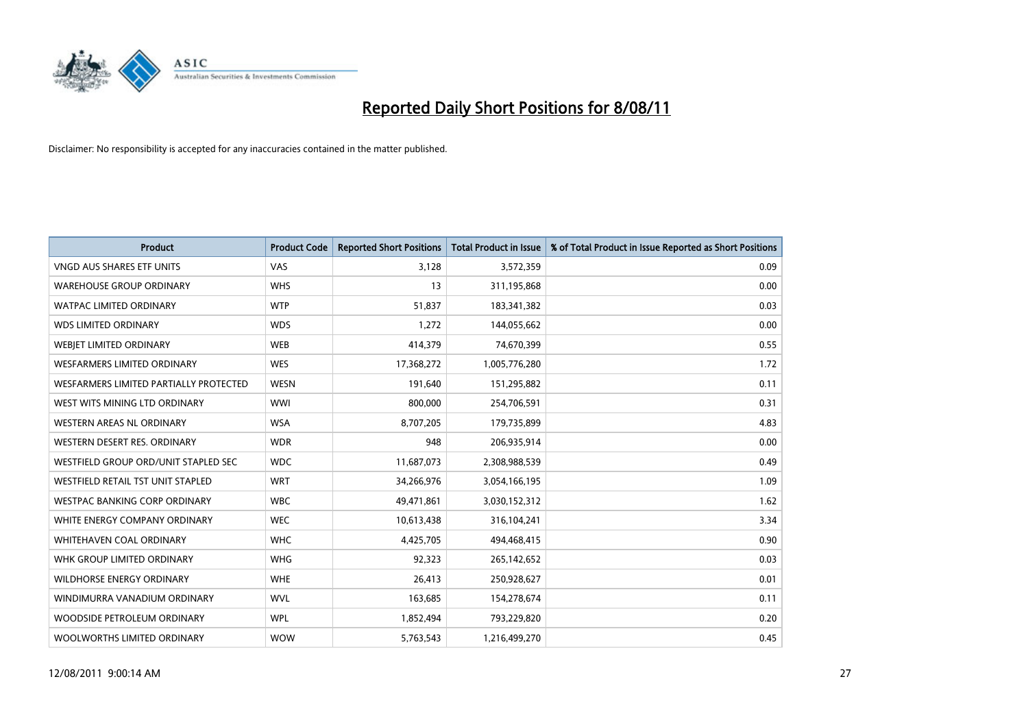# Reported Daily Short Positions for 8/08/11

Disclaimer: No responsibility is accepted for any inaccuracies contained in the matter published.

| Product | Product Code | Reported Short Positions | Total Product in Issue | % of Total Product in Issue Reported as Short Positions |
|---|---|---|---|---|
| VNGD AUS SHARES ETF UNITS | VAS | 3,128 | 3,572,359 | 0.09 |
| WAREHOUSE GROUP ORDINARY | WHS | 13 | 311,195,868 | 0.00 |
| WATPAC LIMITED ORDINARY | WTP | 51,837 | 183,341,382 | 0.03 |
| WDS LIMITED ORDINARY | WDS | 1,272 | 144,055,662 | 0.00 |
| WEBJET LIMITED ORDINARY | WEB | 414,379 | 74,670,399 | 0.55 |
| WESFARMERS LIMITED ORDINARY | WES | 17,368,272 | 1,005,776,280 | 1.72 |
| WESFARMERS LIMITED PARTIALLY PROTECTED | WESN | 191,640 | 151,295,882 | 0.11 |
| WEST WITS MINING LTD ORDINARY | WWI | 800,000 | 254,706,591 | 0.31 |
| WESTERN AREAS NL ORDINARY | WSA | 8,707,205 | 179,735,899 | 4.83 |
| WESTERN DESERT RES. ORDINARY | WDR | 948 | 206,935,914 | 0.00 |
| WESTFIELD GROUP ORD/UNIT STAPLED SEC | WDC | 11,687,073 | 2,308,988,539 | 0.49 |
| WESTFIELD RETAIL TST UNIT STAPLED | WRT | 34,266,976 | 3,054,166,195 | 1.09 |
| WESTPAC BANKING CORP ORDINARY | WBC | 49,471,861 | 3,030,152,312 | 1.62 |
| WHITE ENERGY COMPANY ORDINARY | WEC | 10,613,438 | 316,104,241 | 3.34 |
| WHITEHAVEN COAL ORDINARY | WHC | 4,425,705 | 494,468,415 | 0.90 |
| WHK GROUP LIMITED ORDINARY | WHG | 92,323 | 265,142,652 | 0.03 |
| WILDHORSE ENERGY ORDINARY | WHE | 26,413 | 250,928,627 | 0.01 |
| WINDIMURRA VANADIUM ORDINARY | WVL | 163,685 | 154,278,674 | 0.11 |
| WOODSIDE PETROLEUM ORDINARY | WPL | 1,852,494 | 793,229,820 | 0.20 |
| WOOLWORTHS LIMITED ORDINARY | WOW | 5,763,543 | 1,216,499,270 | 0.45 |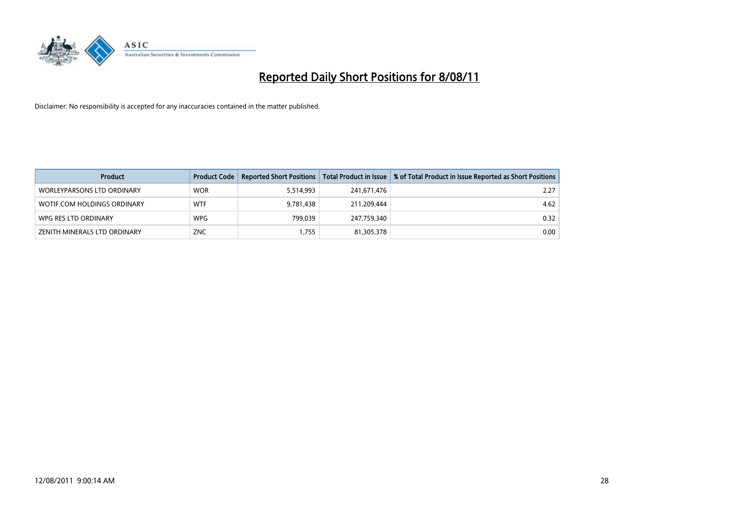# Reported Daily Short Positions for 8/08/11

Disclaimer: No responsibility is accepted for any inaccuracies contained in the matter published.

| Product | Product Code | Reported Short Positions | Total Product in Issue | % of Total Product in Issue Reported as Short Positions |
|---|---|---|---|---|
| WORLEYPARSONS LTD ORDINARY | WOR | 5,514,993 | 241,671,476 | 2.27 |
| WOTIF.COM HOLDINGS ORDINARY | WTF | 9,781,438 | 211,209,444 | 4.62 |
| WPG RES LTD ORDINARY | WPG | 799,039 | 247,759,340 | 0.32 |
| ZENITH MINERALS LTD ORDINARY | ZNC | 1,755 | 81,305,378 | 0.00 |

12/08/2011 9:00:14 AM